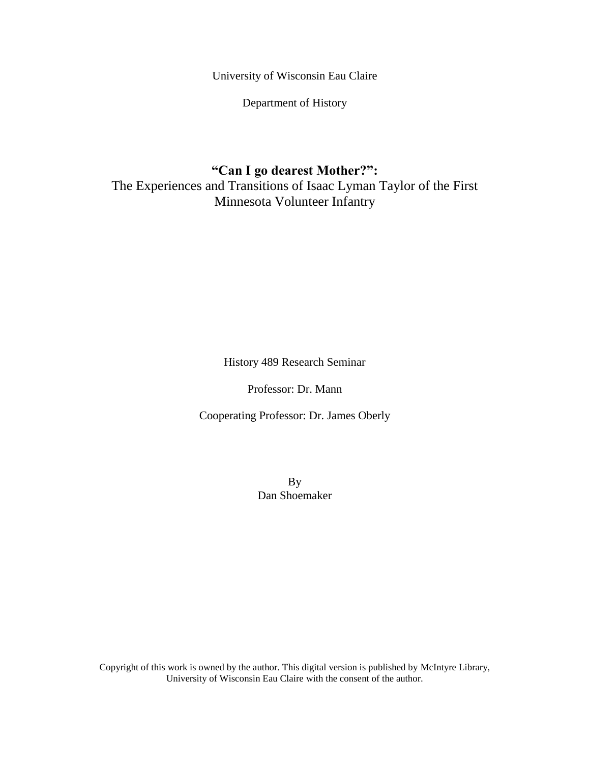University of Wisconsin Eau Claire

Department of History

# **"Can I go dearest Mother?":**
The Experiences and Transitions of Isaac Lyman Taylor of the First Minnesota Volunteer Infantry

History 489 Research Seminar

Professor: Dr. Mann

Cooperating Professor: Dr. James Oberly

By
Dan Shoemaker

Copyright of this work is owned by the author. This digital version is published by McIntyre Library, University of Wisconsin Eau Claire with the consent of the author.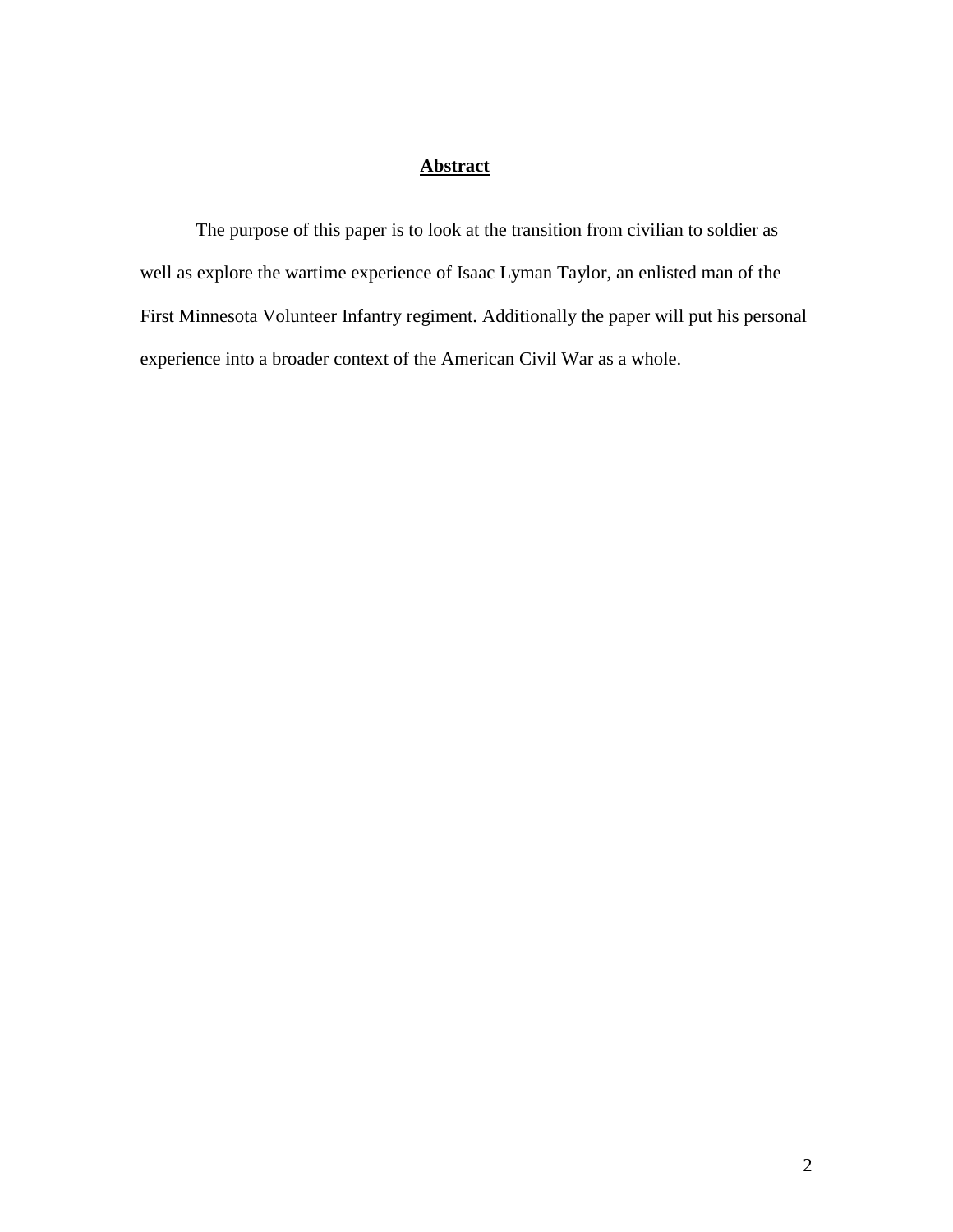## **Abstract**

The purpose of this paper is to look at the transition from civilian to soldier as well as explore the wartime experience of Isaac Lyman Taylor, an enlisted man of the First Minnesota Volunteer Infantry regiment. Additionally the paper will put his personal experience into a broader context of the American Civil War as a whole.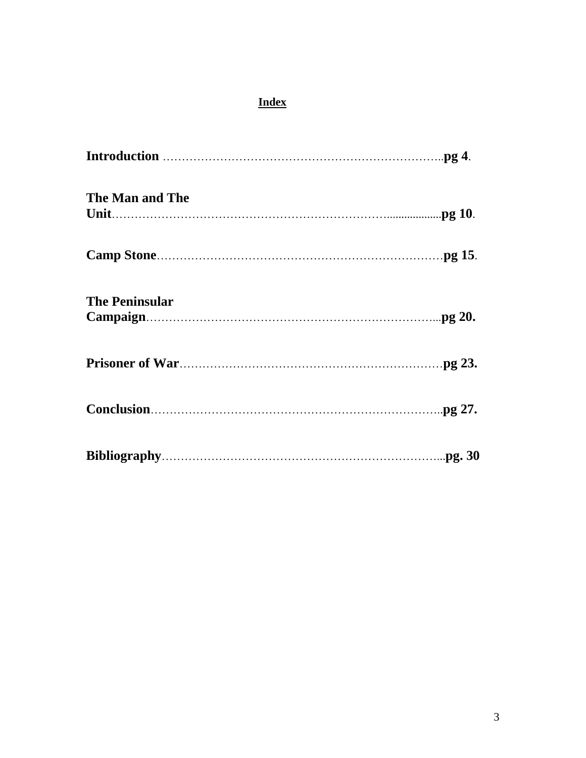**Index**

**Introduction** ……………………………………………………………………..**pg 4**.

**The Man and The Unit**…………………………………………………………….................**pg 10**.

**Camp Stone**…………………………………………………………………**pg 15**.

**The Peninsular Campaign**……………………………………………………………………...**pg 20.**

**Prisoner of War**……………………………………………………………**pg 23.**

**Conclusion**…………………………………………………………………..**pg 27.**

**Bibliography**…………………………………………………………………...**pg. 30**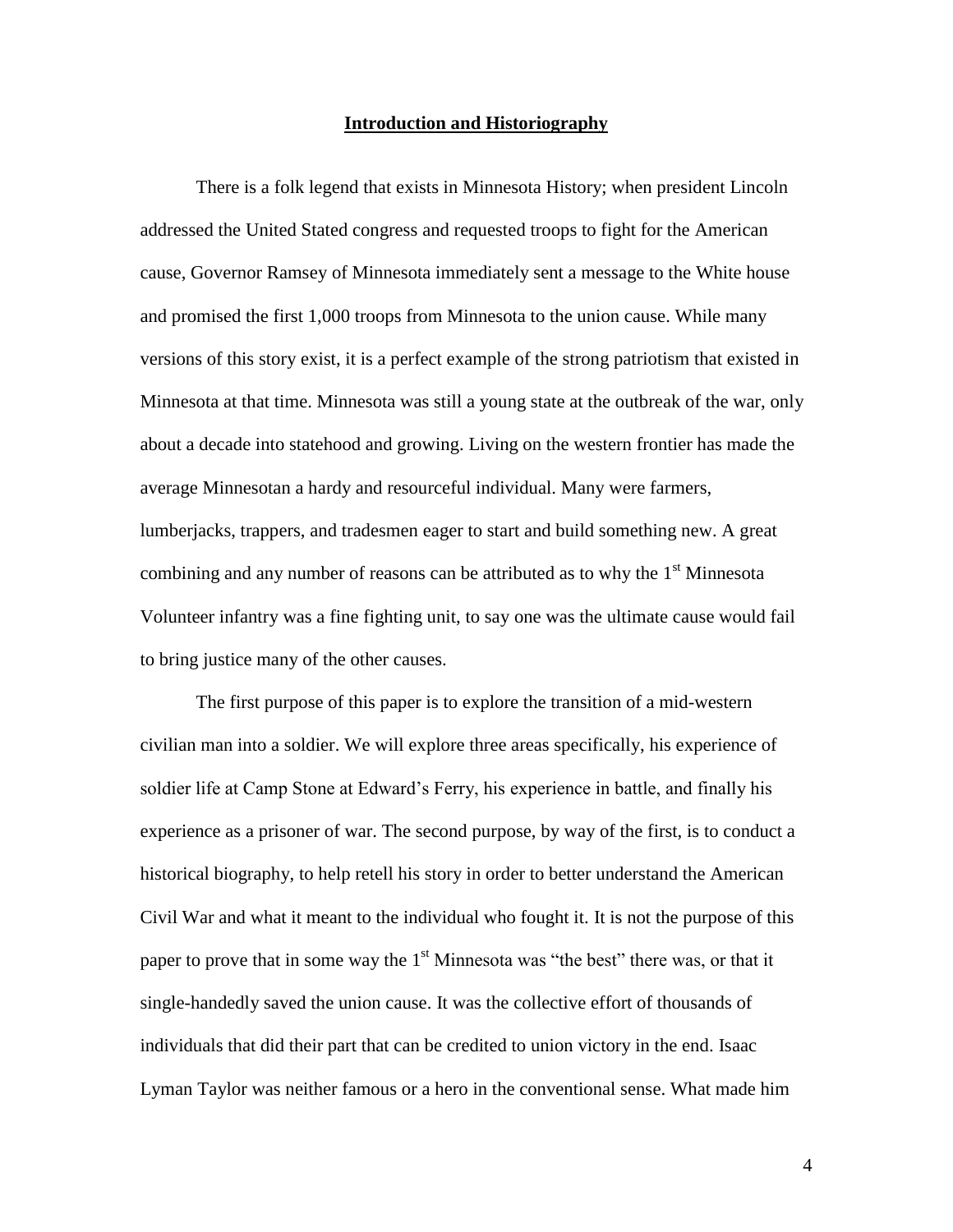## Introduction and Historiography

There is a folk legend that exists in Minnesota History; when president Lincoln addressed the United Stated congress and requested troops to fight for the American cause, Governor Ramsey of Minnesota immediately sent a message to the White house and promised the first 1,000 troops from Minnesota to the union cause. While many versions of this story exist, it is a perfect example of the strong patriotism that existed in Minnesota at that time. Minnesota was still a young state at the outbreak of the war, only about a decade into statehood and growing. Living on the western frontier has made the average Minnesotan a hardy and resourceful individual. Many were farmers, lumberjacks, trappers, and tradesmen eager to start and build something new. A great combining and any number of reasons can be attributed as to why the 1st Minnesota Volunteer infantry was a fine fighting unit, to say one was the ultimate cause would fail to bring justice many of the other causes.

The first purpose of this paper is to explore the transition of a mid-western civilian man into a soldier. We will explore three areas specifically, his experience of soldier life at Camp Stone at Edward's Ferry, his experience in battle, and finally his experience as a prisoner of war. The second purpose, by way of the first, is to conduct a historical biography, to help retell his story in order to better understand the American Civil War and what it meant to the individual who fought it. It is not the purpose of this paper to prove that in some way the 1st Minnesota was "the best" there was, or that it single-handedly saved the union cause. It was the collective effort of thousands of individuals that did their part that can be credited to union victory in the end. Isaac Lyman Taylor was neither famous or a hero in the conventional sense. What made him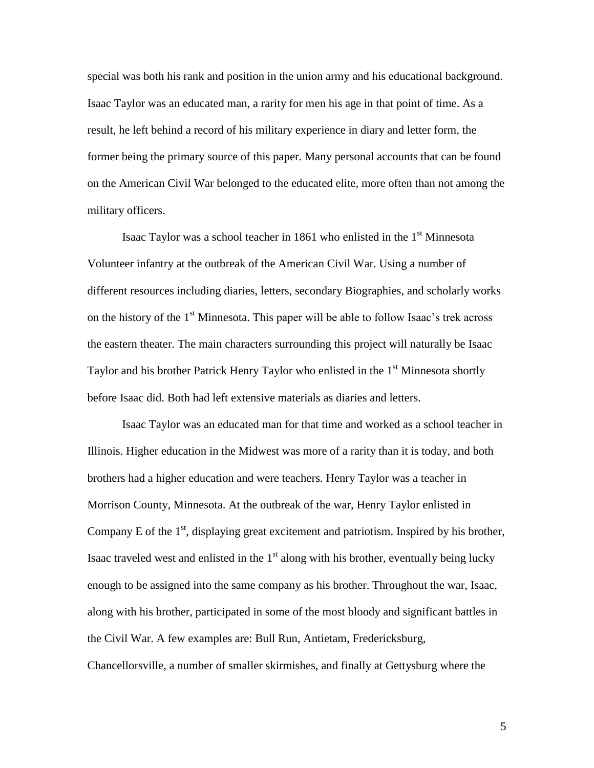special was both his rank and position in the union army and his educational background. Isaac Taylor was an educated man, a rarity for men his age in that point of time. As a result, he left behind a record of his military experience in diary and letter form, the former being the primary source of this paper. Many personal accounts that can be found on the American Civil War belonged to the educated elite, more often than not among the military officers.

Isaac Taylor was a school teacher in 1861 who enlisted in the 1st Minnesota Volunteer infantry at the outbreak of the American Civil War. Using a number of different resources including diaries, letters, secondary Biographies, and scholarly works on the history of the 1st Minnesota. This paper will be able to follow Isaac's trek across the eastern theater. The main characters surrounding this project will naturally be Isaac Taylor and his brother Patrick Henry Taylor who enlisted in the 1st Minnesota shortly before Isaac did. Both had left extensive materials as diaries and letters.

Isaac Taylor was an educated man for that time and worked as a school teacher in Illinois. Higher education in the Midwest was more of a rarity than it is today, and both brothers had a higher education and were teachers. Henry Taylor was a teacher in Morrison County, Minnesota. At the outbreak of the war, Henry Taylor enlisted in Company E of the 1st, displaying great excitement and patriotism. Inspired by his brother, Isaac traveled west and enlisted in the 1st along with his brother, eventually being lucky enough to be assigned into the same company as his brother. Throughout the war, Isaac, along with his brother, participated in some of the most bloody and significant battles in the Civil War. A few examples are: Bull Run, Antietam, Fredericksburg, Chancellorsville, a number of smaller skirmishes, and finally at Gettysburg where the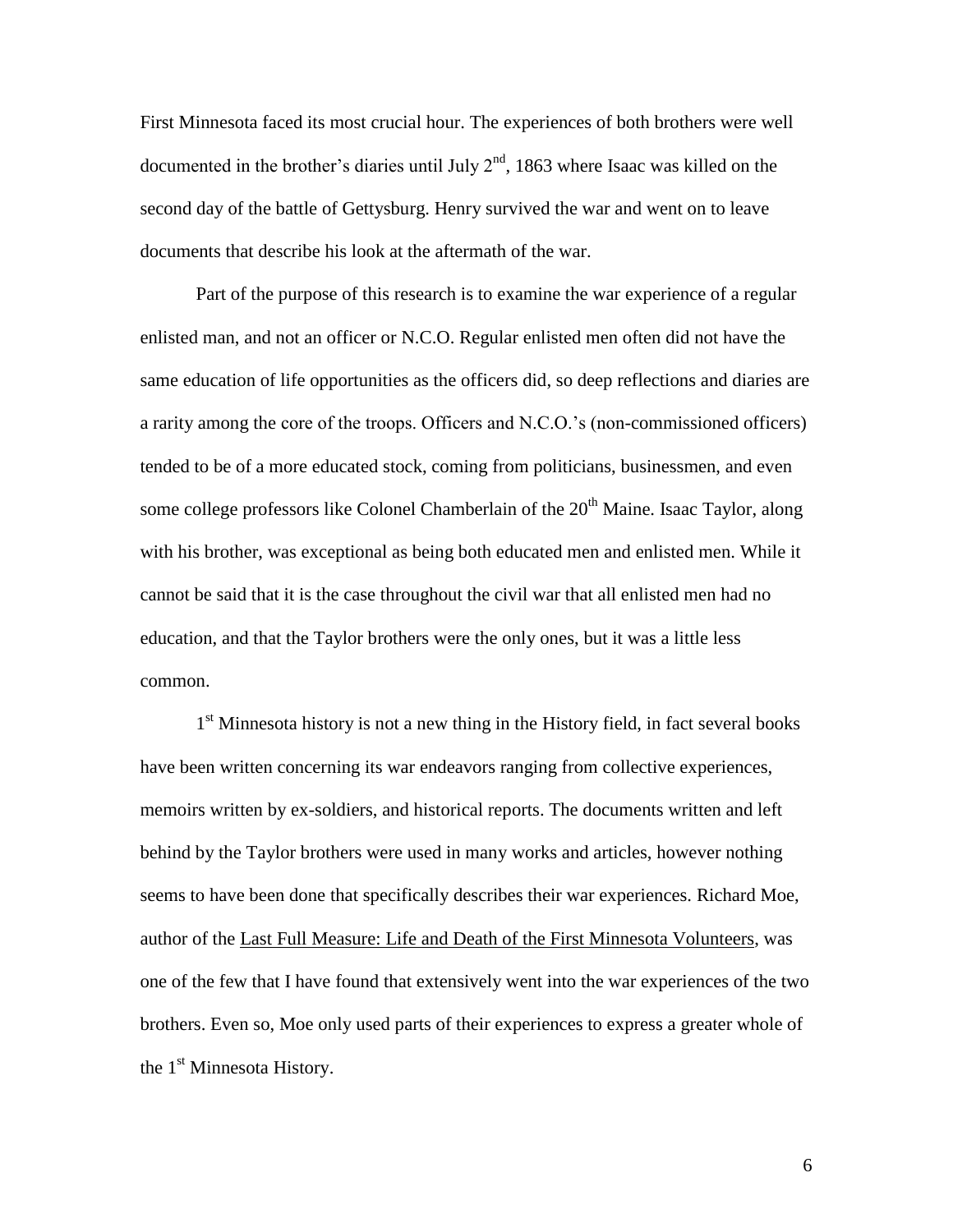First Minnesota faced its most crucial hour. The experiences of both brothers were well documented in the brother's diaries until July 2nd, 1863 where Isaac was killed on the second day of the battle of Gettysburg. Henry survived the war and went on to leave documents that describe his look at the aftermath of the war.

Part of the purpose of this research is to examine the war experience of a regular enlisted man, and not an officer or N.C.O. Regular enlisted men often did not have the same education of life opportunities as the officers did, so deep reflections and diaries are a rarity among the core of the troops. Officers and N.C.O.'s (non-commissioned officers) tended to be of a more educated stock, coming from politicians, businessmen, and even some college professors like Colonel Chamberlain of the 20th Maine. Isaac Taylor, along with his brother, was exceptional as being both educated men and enlisted men. While it cannot be said that it is the case throughout the civil war that all enlisted men had no education, and that the Taylor brothers were the only ones, but it was a little less common.

1st Minnesota history is not a new thing in the History field, in fact several books have been written concerning its war endeavors ranging from collective experiences, memoirs written by ex-soldiers, and historical reports. The documents written and left behind by the Taylor brothers were used in many works and articles, however nothing seems to have been done that specifically describes their war experiences. Richard Moe, author of the Last Full Measure: Life and Death of the First Minnesota Volunteers, was one of the few that I have found that extensively went into the war experiences of the two brothers. Even so, Moe only used parts of their experiences to express a greater whole of the 1st Minnesota History.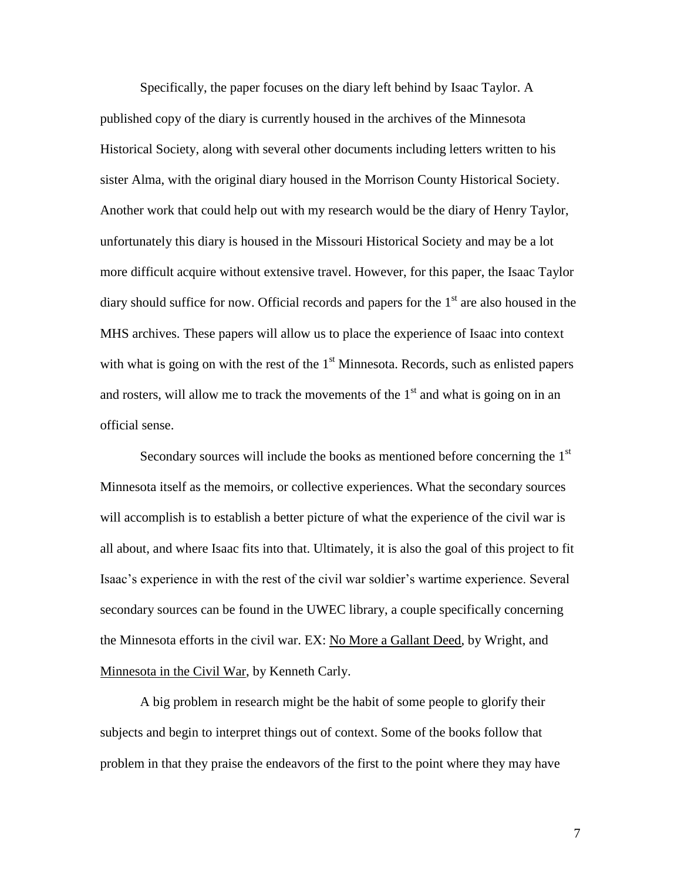Specifically, the paper focuses on the diary left behind by Isaac Taylor. A published copy of the diary is currently housed in the archives of the Minnesota Historical Society, along with several other documents including letters written to his sister Alma, with the original diary housed in the Morrison County Historical Society. Another work that could help out with my research would be the diary of Henry Taylor, unfortunately this diary is housed in the Missouri Historical Society and may be a lot more difficult acquire without extensive travel. However, for this paper, the Isaac Taylor diary should suffice for now. Official records and papers for the 1st are also housed in the MHS archives. These papers will allow us to place the experience of Isaac into context with what is going on with the rest of the 1st Minnesota. Records, such as enlisted papers and rosters, will allow me to track the movements of the 1st and what is going on in an official sense.

Secondary sources will include the books as mentioned before concerning the 1st Minnesota itself as the memoirs, or collective experiences. What the secondary sources will accomplish is to establish a better picture of what the experience of the civil war is all about, and where Isaac fits into that. Ultimately, it is also the goal of this project to fit Isaac's experience in with the rest of the civil war soldier's wartime experience. Several secondary sources can be found in the UWEC library, a couple specifically concerning the Minnesota efforts in the civil war. EX: No More a Gallant Deed, by Wright, and Minnesota in the Civil War, by Kenneth Carly.

A big problem in research might be the habit of some people to glorify their subjects and begin to interpret things out of context. Some of the books follow that problem in that they praise the endeavors of the first to the point where they may have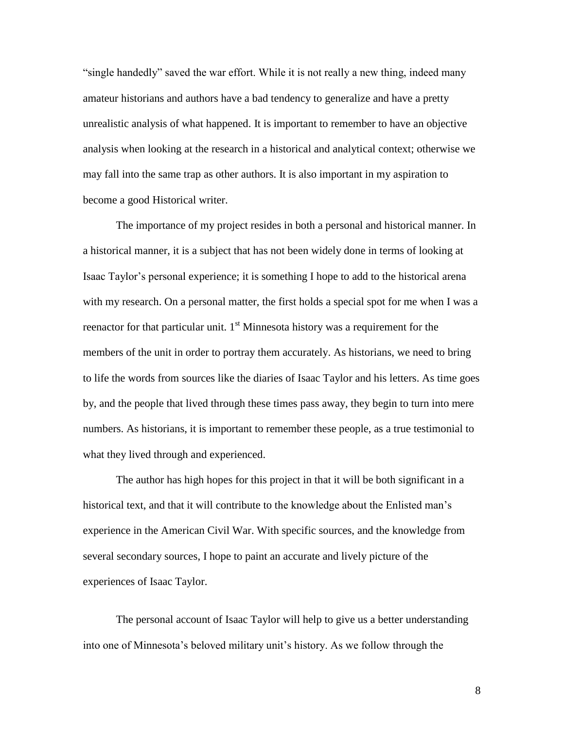"single handedly" saved the war effort. While it is not really a new thing, indeed many amateur historians and authors have a bad tendency to generalize and have a pretty unrealistic analysis of what happened. It is important to remember to have an objective analysis when looking at the research in a historical and analytical context; otherwise we may fall into the same trap as other authors. It is also important in my aspiration to become a good Historical writer.

The importance of my project resides in both a personal and historical manner. In a historical manner, it is a subject that has not been widely done in terms of looking at Isaac Taylor's personal experience; it is something I hope to add to the historical arena with my research. On a personal matter, the first holds a special spot for me when I was a reenactor for that particular unit. 1st Minnesota history was a requirement for the members of the unit in order to portray them accurately. As historians, we need to bring to life the words from sources like the diaries of Isaac Taylor and his letters. As time goes by, and the people that lived through these times pass away, they begin to turn into mere numbers. As historians, it is important to remember these people, as a true testimonial to what they lived through and experienced.

The author has high hopes for this project in that it will be both significant in a historical text, and that it will contribute to the knowledge about the Enlisted man's experience in the American Civil War. With specific sources, and the knowledge from several secondary sources, I hope to paint an accurate and lively picture of the experiences of Isaac Taylor.

The personal account of Isaac Taylor will help to give us a better understanding into one of Minnesota's beloved military unit's history. As we follow through the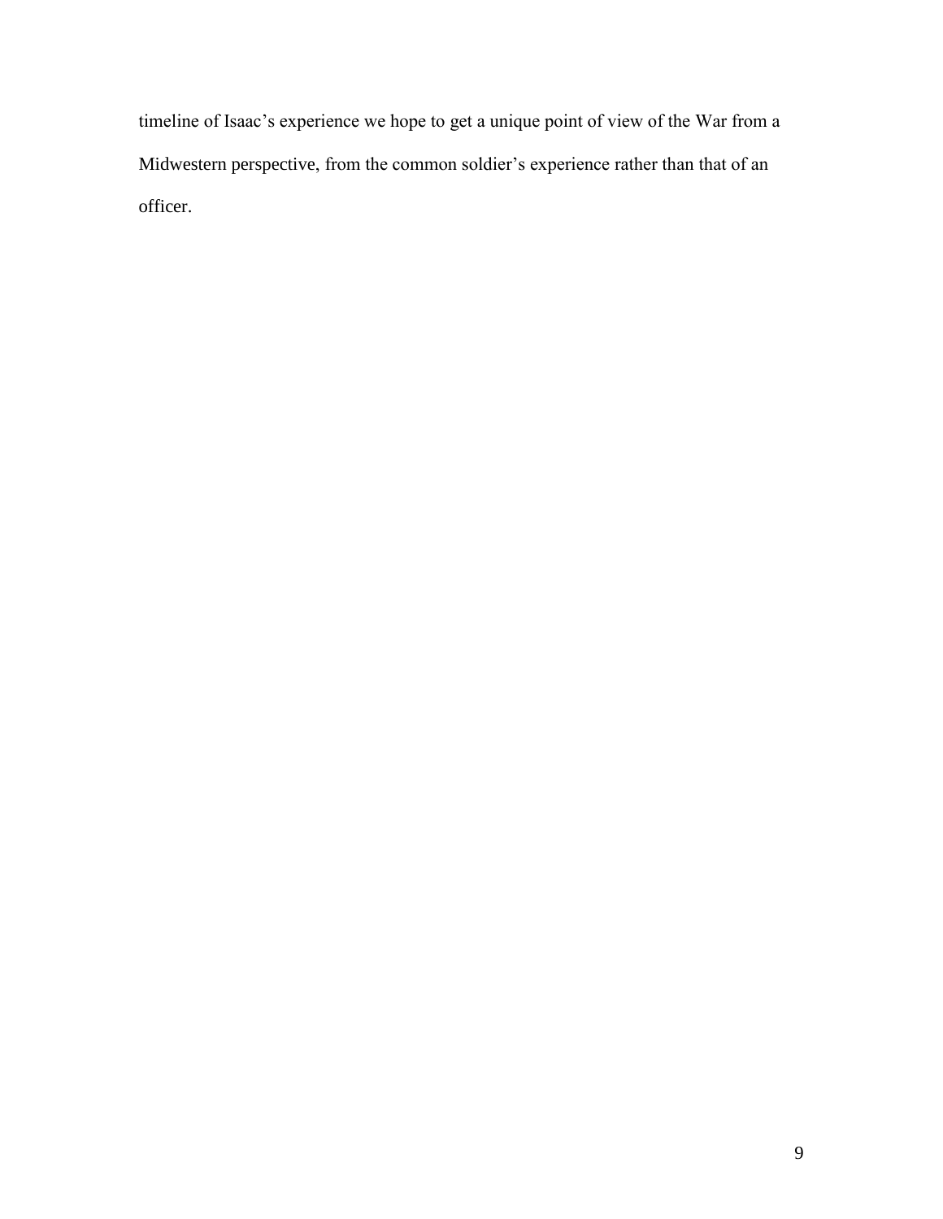timeline of Isaac's experience we hope to get a unique point of view of the War from a Midwestern perspective, from the common soldier's experience rather than that of an officer.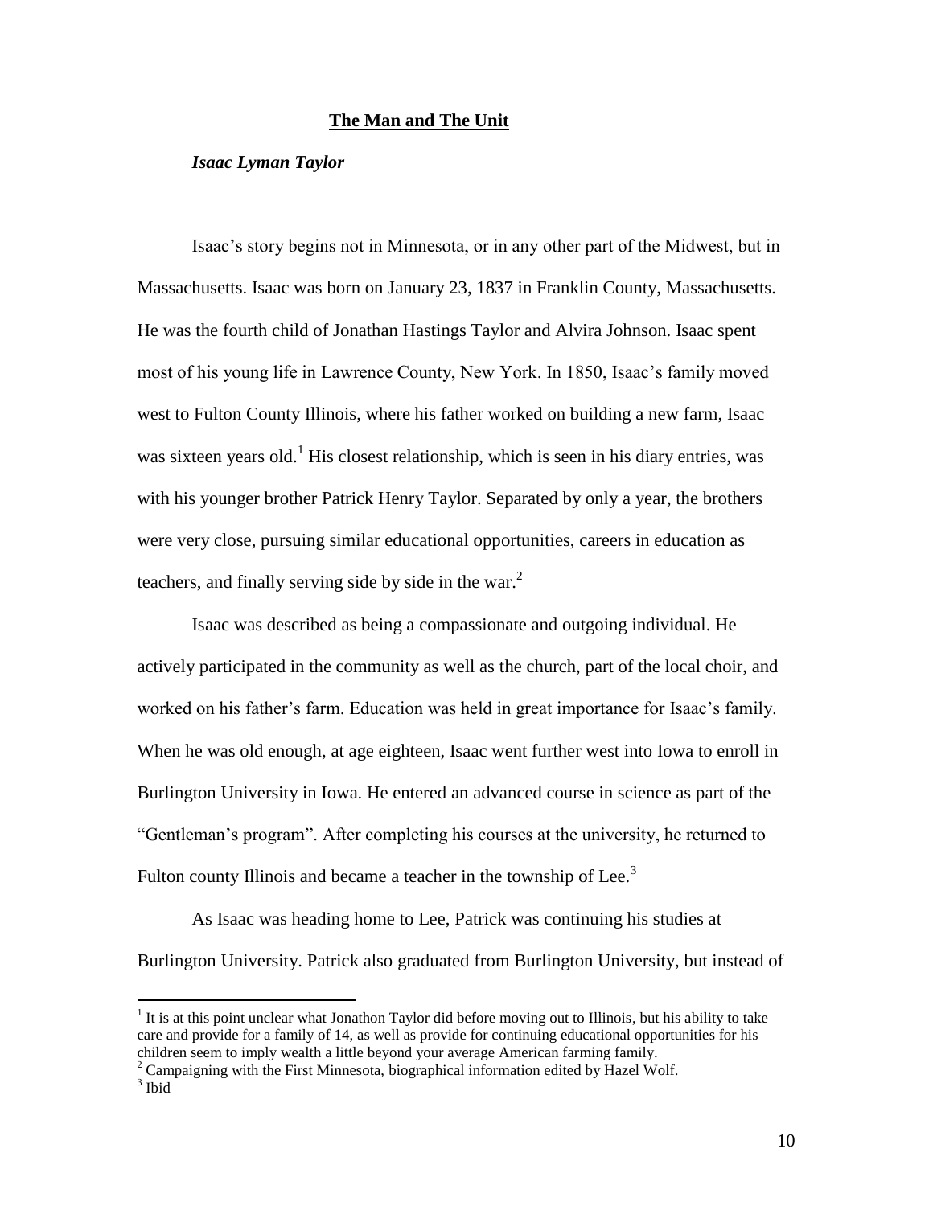## The Man and The Unit

### *Isaac Lyman Taylor*

Isaac's story begins not in Minnesota, or in any other part of the Midwest, but in Massachusetts. Isaac was born on January 23, 1837 in Franklin County, Massachusetts. He was the fourth child of Jonathan Hastings Taylor and Alvira Johnson. Isaac spent most of his young life in Lawrence County, New York. In 1850, Isaac's family moved west to Fulton County Illinois, where his father worked on building a new farm, Isaac was sixteen years old.[1] His closest relationship, which is seen in his diary entries, was with his younger brother Patrick Henry Taylor. Separated by only a year, the brothers were very close, pursuing similar educational opportunities, careers in education as teachers, and finally serving side by side in the war.[2]

Isaac was described as being a compassionate and outgoing individual. He actively participated in the community as well as the church, part of the local choir, and worked on his father's farm. Education was held in great importance for Isaac's family. When he was old enough, at age eighteen, Isaac went further west into Iowa to enroll in Burlington University in Iowa. He entered an advanced course in science as part of the "Gentleman's program". After completing his courses at the university, he returned to Fulton county Illinois and became a teacher in the township of Lee.[3]

As Isaac was heading home to Lee, Patrick was continuing his studies at Burlington University. Patrick also graduated from Burlington University, but instead of

---

[1] It is at this point unclear what Jonathon Taylor did before moving out to Illinois, but his ability to take care and provide for a family of 14, as well as provide for continuing educational opportunities for his children seem to imply wealth a little beyond your average American farming family.

[2] Campaigning with the First Minnesota, biographical information edited by Hazel Wolf.

[3] Ibid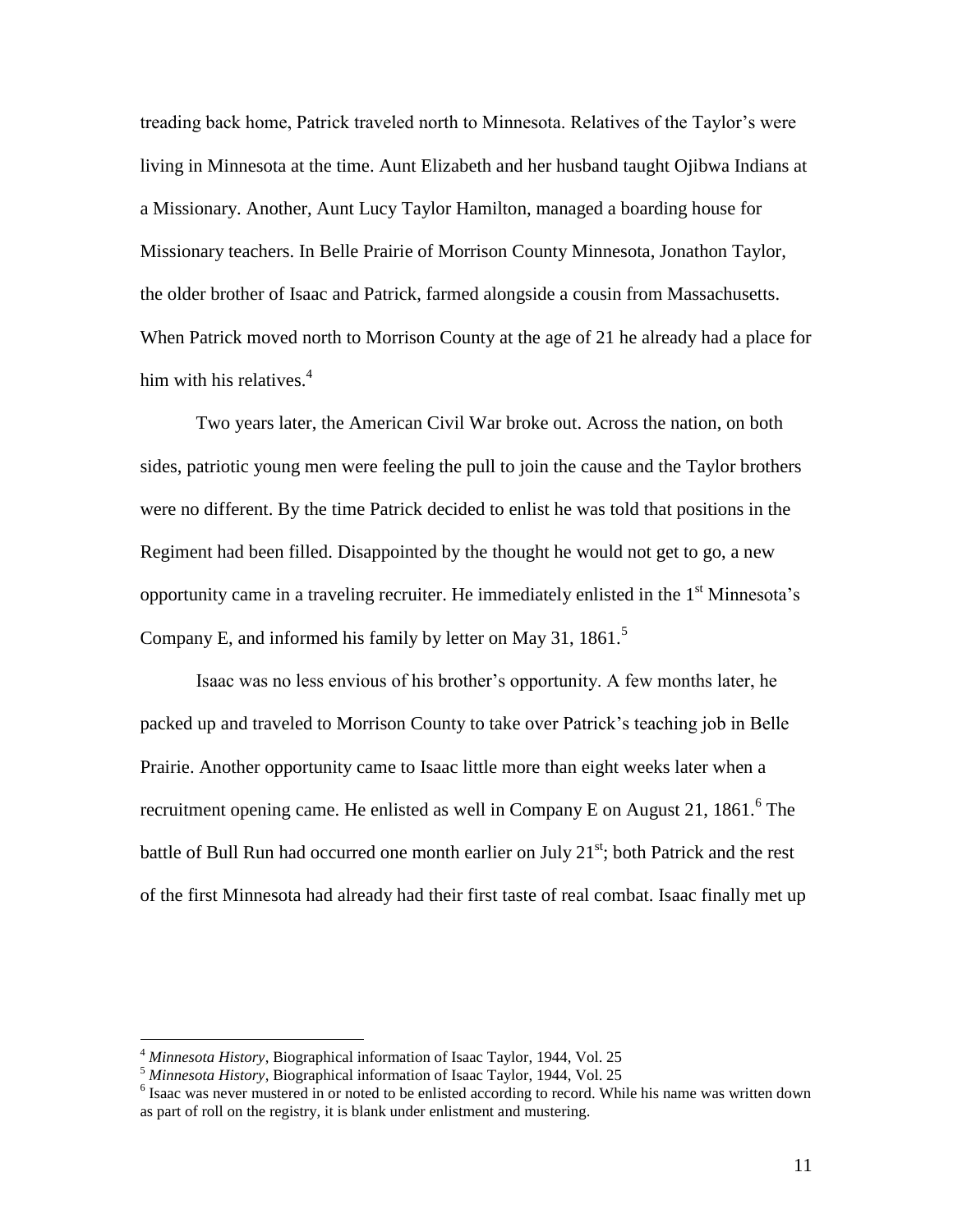treading back home, Patrick traveled north to Minnesota. Relatives of the Taylor's were living in Minnesota at the time. Aunt Elizabeth and her husband taught Ojibwa Indians at a Missionary. Another, Aunt Lucy Taylor Hamilton, managed a boarding house for Missionary teachers. In Belle Prairie of Morrison County Minnesota, Jonathon Taylor, the older brother of Isaac and Patrick, farmed alongside a cousin from Massachusetts. When Patrick moved north to Morrison County at the age of 21 he already had a place for him with his relatives.[4]

Two years later, the American Civil War broke out. Across the nation, on both sides, patriotic young men were feeling the pull to join the cause and the Taylor brothers were no different. By the time Patrick decided to enlist he was told that positions in the Regiment had been filled. Disappointed by the thought he would not get to go, a new opportunity came in a traveling recruiter. He immediately enlisted in the 1st Minnesota's Company E, and informed his family by letter on May 31, 1861.[5]

Isaac was no less envious of his brother's opportunity. A few months later, he packed up and traveled to Morrison County to take over Patrick's teaching job in Belle Prairie. Another opportunity came to Isaac little more than eight weeks later when a recruitment opening came. He enlisted as well in Company E on August 21, 1861.[6] The battle of Bull Run had occurred one month earlier on July 21st; both Patrick and the rest of the first Minnesota had already had their first taste of real combat. Isaac finally met up

---

[4] *Minnesota History*, Biographical information of Isaac Taylor, 1944, Vol. 25

[5] *Minnesota History*, Biographical information of Isaac Taylor, 1944, Vol. 25

[6] Isaac was never mustered in or noted to be enlisted according to record. While his name was written down as part of roll on the registry, it is blank under enlistment and mustering.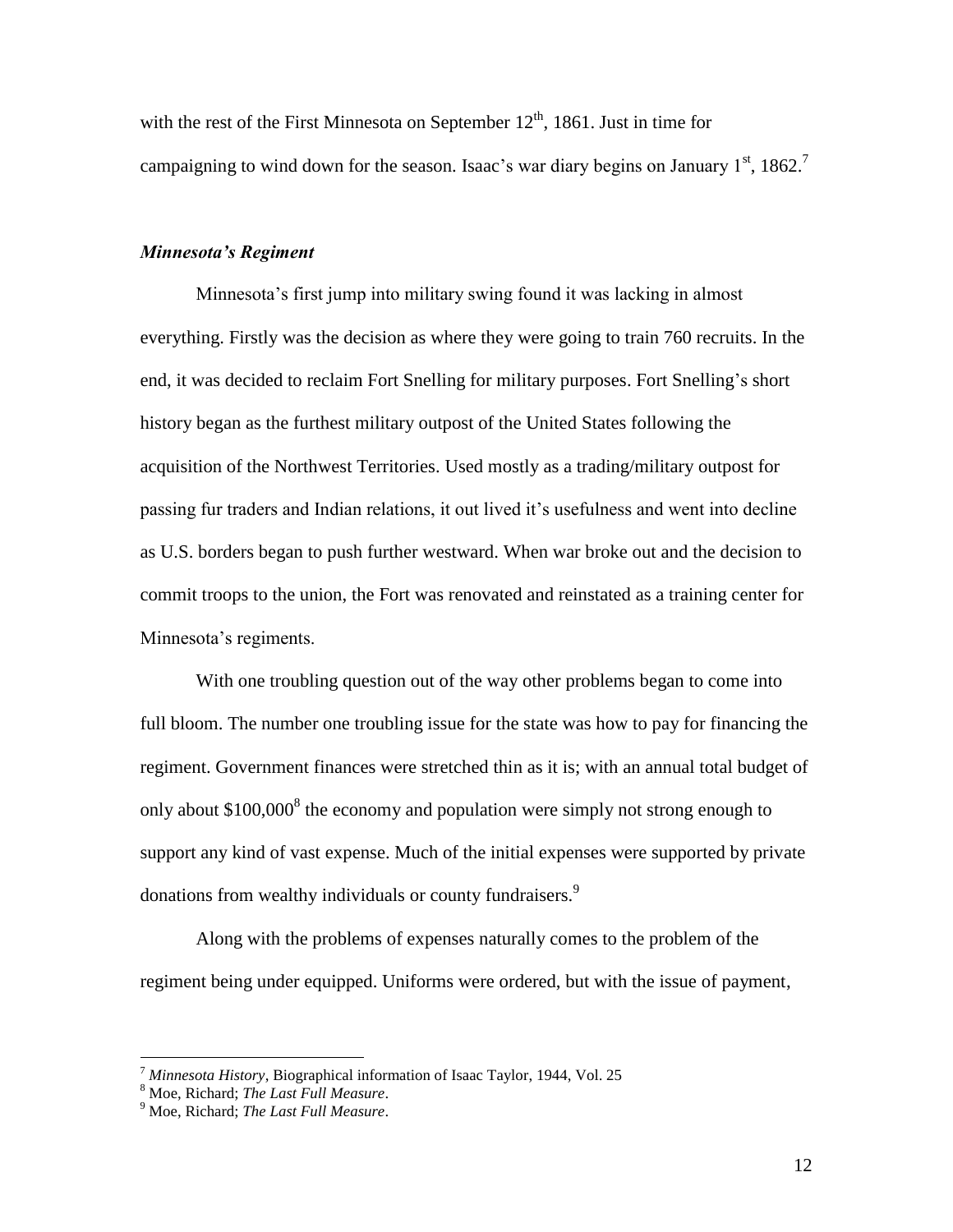with the rest of the First Minnesota on September 12th, 1861. Just in time for campaigning to wind down for the season. Isaac's war diary begins on January 1st, 1862.[7]

### *Minnesota's Regiment*

Minnesota's first jump into military swing found it was lacking in almost everything. Firstly was the decision as where they were going to train 760 recruits. In the end, it was decided to reclaim Fort Snelling for military purposes. Fort Snelling's short history began as the furthest military outpost of the United States following the acquisition of the Northwest Territories. Used mostly as a trading/military outpost for passing fur traders and Indian relations, it out lived it's usefulness and went into decline as U.S. borders began to push further westward. When war broke out and the decision to commit troops to the union, the Fort was renovated and reinstated as a training center for Minnesota's regiments.

With one troubling question out of the way other problems began to come into full bloom. The number one troubling issue for the state was how to pay for financing the regiment. Government finances were stretched thin as it is; with an annual total budget of only about $100,000[8] the economy and population were simply not strong enough to support any kind of vast expense. Much of the initial expenses were supported by private donations from wealthy individuals or county fundraisers.[9]

Along with the problems of expenses naturally comes to the problem of the regiment being under equipped. Uniforms were ordered, but with the issue of payment,

---

[7] *Minnesota History*, Biographical information of Isaac Taylor, 1944, Vol. 25

[8] Moe, Richard; *The Last Full Measure*.

[9] Moe, Richard; *The Last Full Measure*.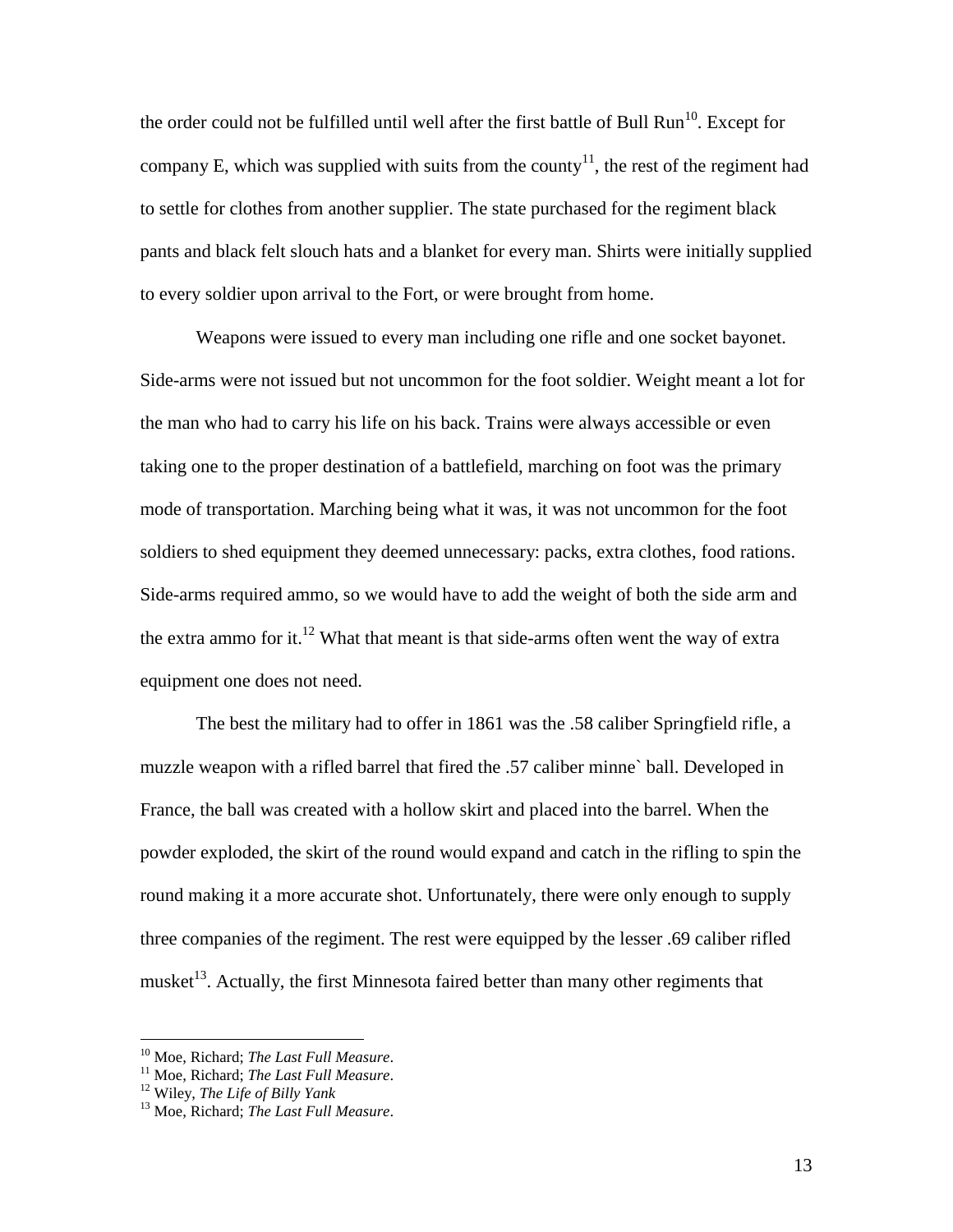the order could not be fulfilled until well after the first battle of Bull Run[10]. Except for company E, which was supplied with suits from the county[11], the rest of the regiment had to settle for clothes from another supplier. The state purchased for the regiment black pants and black felt slouch hats and a blanket for every man. Shirts were initially supplied to every soldier upon arrival to the Fort, or were brought from home.

Weapons were issued to every man including one rifle and one socket bayonet. Side-arms were not issued but not uncommon for the foot soldier. Weight meant a lot for the man who had to carry his life on his back. Trains were always accessible or even taking one to the proper destination of a battlefield, marching on foot was the primary mode of transportation. Marching being what it was, it was not uncommon for the foot soldiers to shed equipment they deemed unnecessary: packs, extra clothes, food rations. Side-arms required ammo, so we would have to add the weight of both the side arm and the extra ammo for it.[12] What that meant is that side-arms often went the way of extra equipment one does not need.

The best the military had to offer in 1861 was the .58 caliber Springfield rifle, a muzzle weapon with a rifled barrel that fired the .57 caliber minne` ball. Developed in France, the ball was created with a hollow skirt and placed into the barrel. When the powder exploded, the skirt of the round would expand and catch in the rifling to spin the round making it a more accurate shot. Unfortunately, there were only enough to supply three companies of the regiment. The rest were equipped by the lesser .69 caliber rifled musket[13]. Actually, the first Minnesota faired better than many other regiments that

---

[10] Moe, Richard; *The Last Full Measure*.

[11] Moe, Richard; *The Last Full Measure*.

[12] Wiley, *The Life of Billy Yank*

[13] Moe, Richard; *The Last Full Measure*.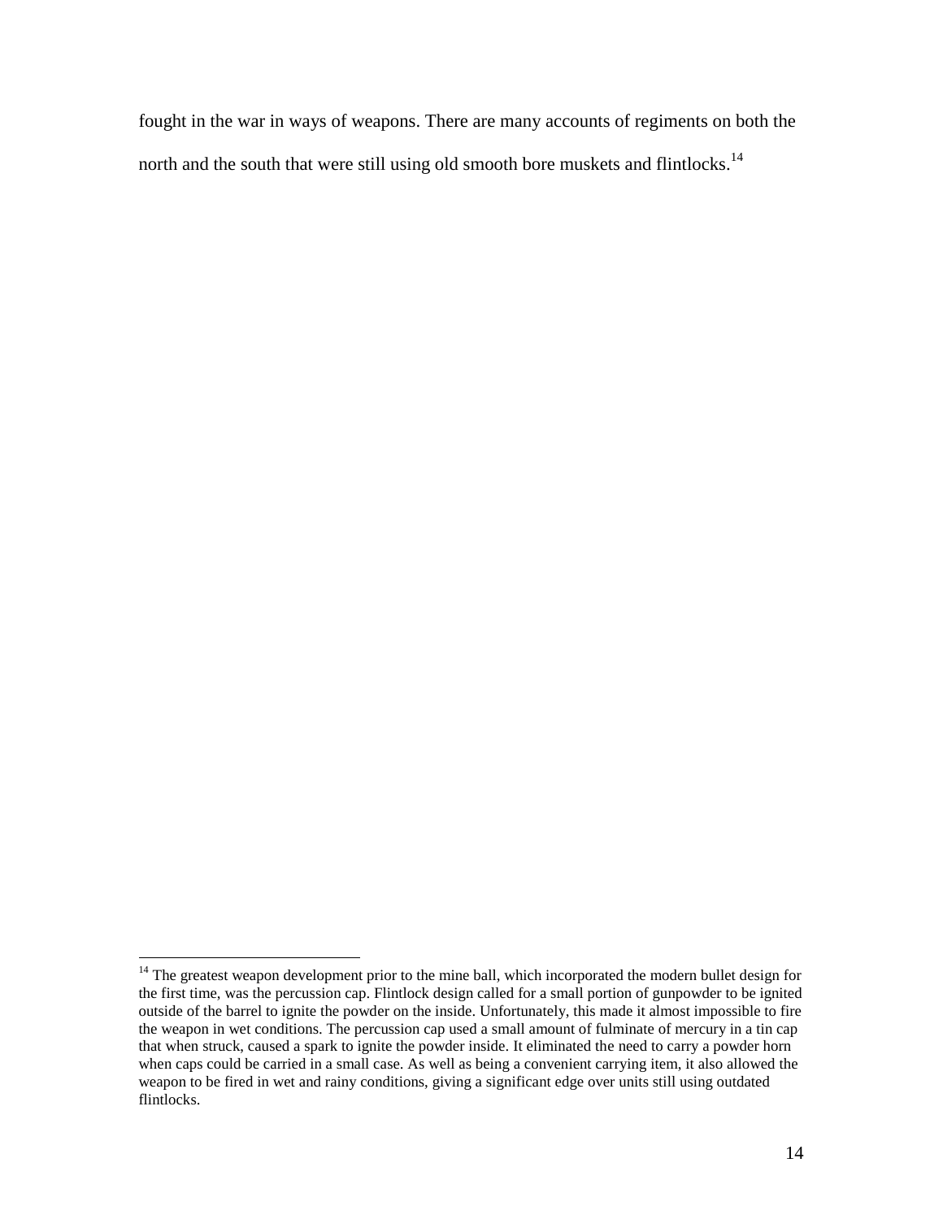fought in the war in ways of weapons. There are many accounts of regiments on both the north and the south that were still using old smooth bore muskets and flintlocks.[14]

[14] The greatest weapon development prior to the mine ball, which incorporated the modern bullet design for the first time, was the percussion cap. Flintlock design called for a small portion of gunpowder to be ignited outside of the barrel to ignite the powder on the inside. Unfortunately, this made it almost impossible to fire the weapon in wet conditions. The percussion cap used a small amount of fulminate of mercury in a tin cap that when struck, caused a spark to ignite the powder inside. It eliminated the need to carry a powder horn when caps could be carried in a small case. As well as being a convenient carrying item, it also allowed the weapon to be fired in wet and rainy conditions, giving a significant edge over units still using outdated flintlocks.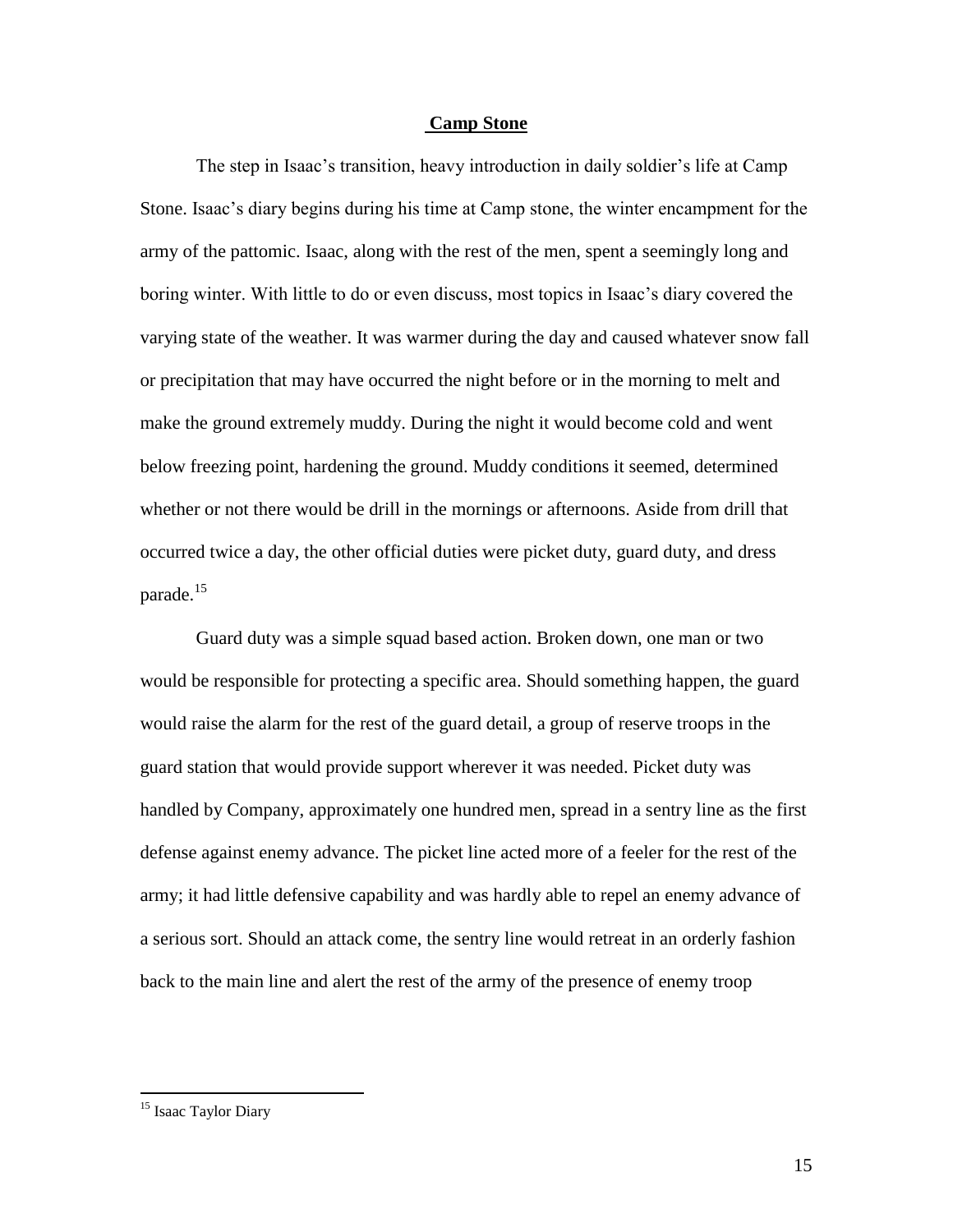## **Camp Stone**

The step in Isaac's transition, heavy introduction in daily soldier's life at Camp Stone. Isaac's diary begins during his time at Camp stone, the winter encampment for the army of the pattomic. Isaac, along with the rest of the men, spent a seemingly long and boring winter. With little to do or even discuss, most topics in Isaac's diary covered the varying state of the weather. It was warmer during the day and caused whatever snow fall or precipitation that may have occurred the night before or in the morning to melt and make the ground extremely muddy. During the night it would become cold and went below freezing point, hardening the ground. Muddy conditions it seemed, determined whether or not there would be drill in the mornings or afternoons. Aside from drill that occurred twice a day, the other official duties were picket duty, guard duty, and dress parade.[15]

Guard duty was a simple squad based action. Broken down, one man or two would be responsible for protecting a specific area. Should something happen, the guard would raise the alarm for the rest of the guard detail, a group of reserve troops in the guard station that would provide support wherever it was needed. Picket duty was handled by Company, approximately one hundred men, spread in a sentry line as the first defense against enemy advance. The picket line acted more of a feeler for the rest of the army; it had little defensive capability and was hardly able to repel an enemy advance of a serious sort. Should an attack come, the sentry line would retreat in an orderly fashion back to the main line and alert the rest of the army of the presence of enemy troop

[15] Isaac Taylor Diary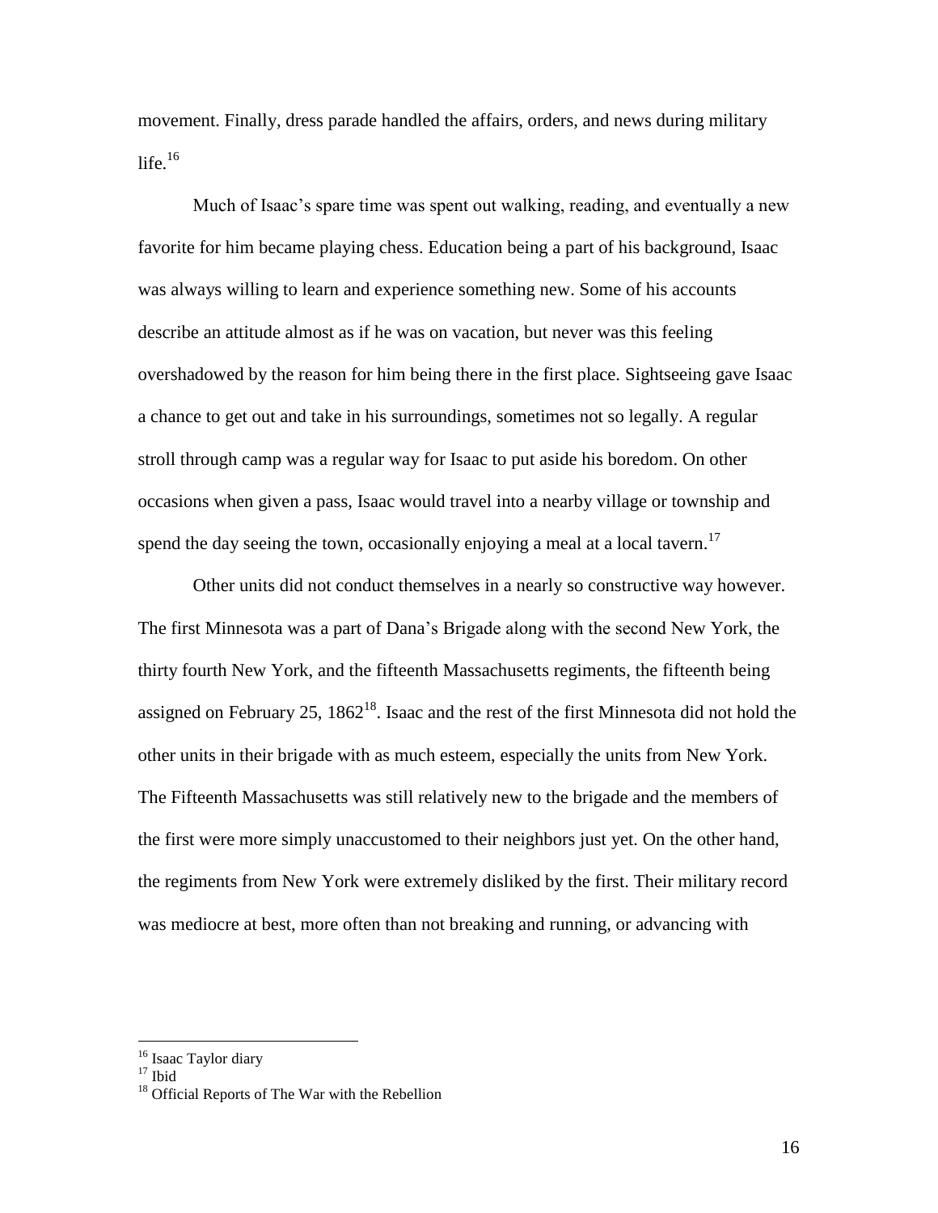movement. Finally, dress parade handled the affairs, orders, and news during military life.[16]

Much of Isaac's spare time was spent out walking, reading, and eventually a new favorite for him became playing chess. Education being a part of his background, Isaac was always willing to learn and experience something new. Some of his accounts describe an attitude almost as if he was on vacation, but never was this feeling overshadowed by the reason for him being there in the first place. Sightseeing gave Isaac a chance to get out and take in his surroundings, sometimes not so legally. A regular stroll through camp was a regular way for Isaac to put aside his boredom. On other occasions when given a pass, Isaac would travel into a nearby village or township and spend the day seeing the town, occasionally enjoying a meal at a local tavern.[17]

Other units did not conduct themselves in a nearly so constructive way however. The first Minnesota was a part of Dana's Brigade along with the second New York, the thirty fourth New York, and the fifteenth Massachusetts regiments, the fifteenth being assigned on February 25, 1862[18]. Isaac and the rest of the first Minnesota did not hold the other units in their brigade with as much esteem, especially the units from New York. The Fifteenth Massachusetts was still relatively new to the brigade and the members of the first were more simply unaccustomed to their neighbors just yet. On the other hand, the regiments from New York were extremely disliked by the first. Their military record was mediocre at best, more often than not breaking and running, or advancing with

---

[16] Isaac Taylor diary

[17] Ibid

[18] Official Reports of The War with the Rebellion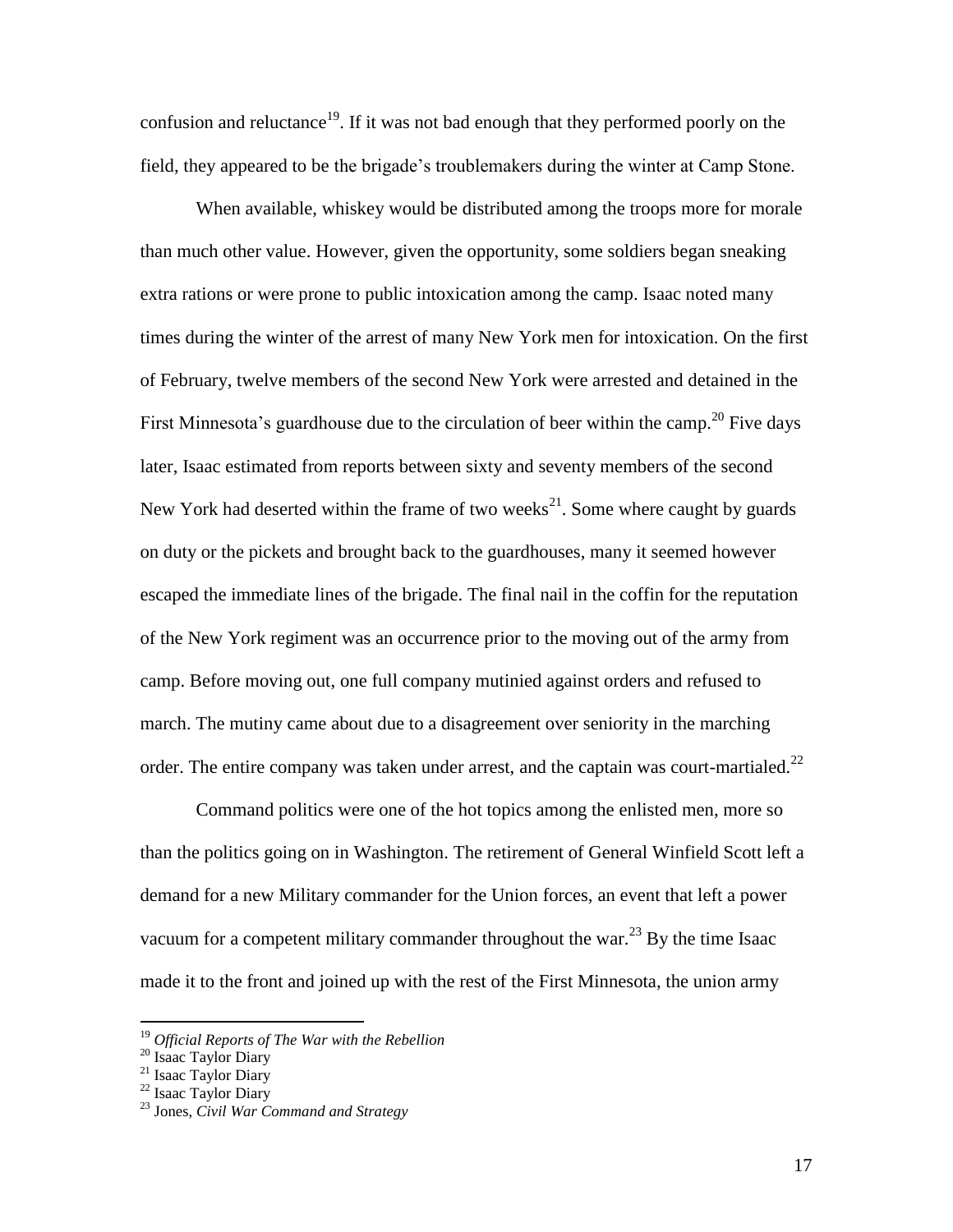confusion and reluctance[19]. If it was not bad enough that they performed poorly on the field, they appeared to be the brigade's troublemakers during the winter at Camp Stone.

When available, whiskey would be distributed among the troops more for morale than much other value. However, given the opportunity, some soldiers began sneaking extra rations or were prone to public intoxication among the camp. Isaac noted many times during the winter of the arrest of many New York men for intoxication. On the first of February, twelve members of the second New York were arrested and detained in the First Minnesota's guardhouse due to the circulation of beer within the camp.[20] Five days later, Isaac estimated from reports between sixty and seventy members of the second New York had deserted within the frame of two weeks[21]. Some where caught by guards on duty or the pickets and brought back to the guardhouses, many it seemed however escaped the immediate lines of the brigade. The final nail in the coffin for the reputation of the New York regiment was an occurrence prior to the moving out of the army from camp. Before moving out, one full company mutinied against orders and refused to march. The mutiny came about due to a disagreement over seniority in the marching order. The entire company was taken under arrest, and the captain was court-martialed.[22]

Command politics were one of the hot topics among the enlisted men, more so than the politics going on in Washington. The retirement of General Winfield Scott left a demand for a new Military commander for the Union forces, an event that left a power vacuum for a competent military commander throughout the war.[23] By the time Isaac made it to the front and joined up with the rest of the First Minnesota, the union army

---

[19] *Official Reports of The War with the Rebellion*

[20] Isaac Taylor Diary

[21] Isaac Taylor Diary

[22] Isaac Taylor Diary

[23] Jones, *Civil War Command and Strategy*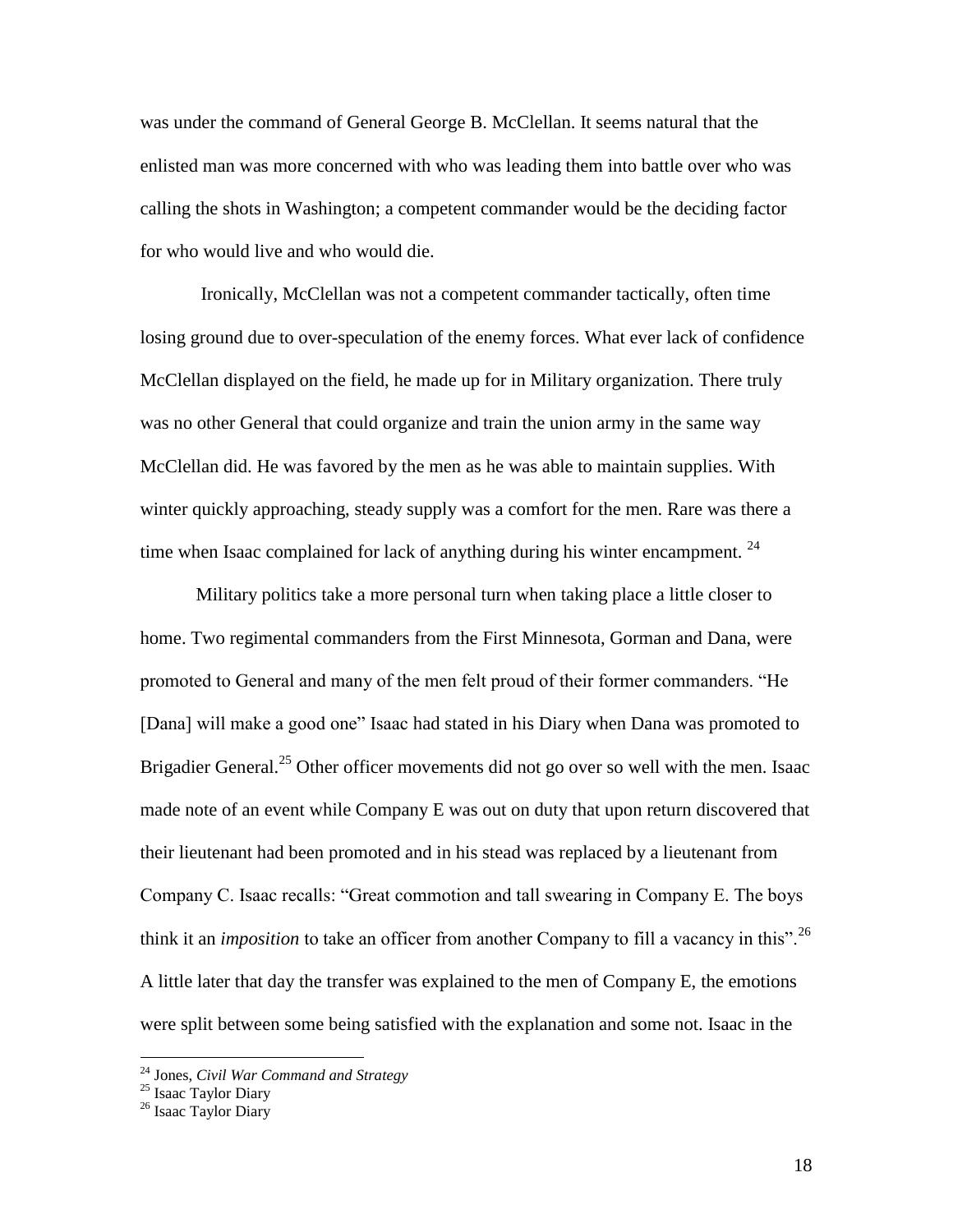was under the command of General George B. McClellan. It seems natural that the enlisted man was more concerned with who was leading them into battle over who was calling the shots in Washington; a competent commander would be the deciding factor for who would live and who would die.

Ironically, McClellan was not a competent commander tactically, often time losing ground due to over-speculation of the enemy forces. What ever lack of confidence McClellan displayed on the field, he made up for in Military organization. There truly was no other General that could organize and train the union army in the same way McClellan did. He was favored by the men as he was able to maintain supplies. With winter quickly approaching, steady supply was a comfort for the men. Rare was there a time when Isaac complained for lack of anything during his winter encampment. [24]

Military politics take a more personal turn when taking place a little closer to home. Two regimental commanders from the First Minnesota, Gorman and Dana, were promoted to General and many of the men felt proud of their former commanders. "He [Dana] will make a good one" Isaac had stated in his Diary when Dana was promoted to Brigadier General.[25] Other officer movements did not go over so well with the men. Isaac made note of an event while Company E was out on duty that upon return discovered that their lieutenant had been promoted and in his stead was replaced by a lieutenant from Company C. Isaac recalls: "Great commotion and tall swearing in Company E. The boys think it an *imposition* to take an officer from another Company to fill a vacancy in this".[26] A little later that day the transfer was explained to the men of Company E, the emotions were split between some being satisfied with the explanation and some not. Isaac in the

---

[24] Jones, *Civil War Command and Strategy*

[25] Isaac Taylor Diary

[26] Isaac Taylor Diary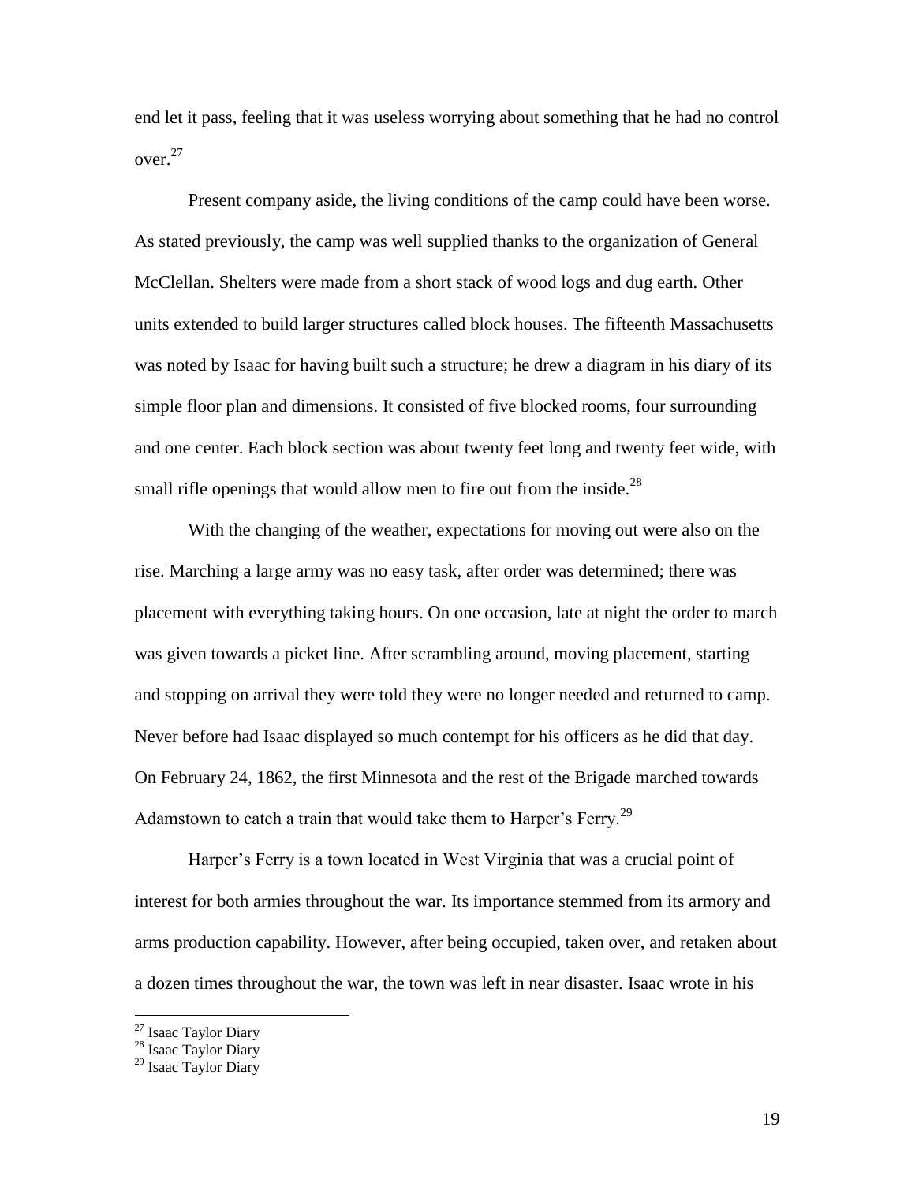end let it pass, feeling that it was useless worrying about something that he had no control over.[27]

Present company aside, the living conditions of the camp could have been worse. As stated previously, the camp was well supplied thanks to the organization of General McClellan. Shelters were made from a short stack of wood logs and dug earth. Other units extended to build larger structures called block houses. The fifteenth Massachusetts was noted by Isaac for having built such a structure; he drew a diagram in his diary of its simple floor plan and dimensions. It consisted of five blocked rooms, four surrounding and one center. Each block section was about twenty feet long and twenty feet wide, with small rifle openings that would allow men to fire out from the inside.[28]

With the changing of the weather, expectations for moving out were also on the rise. Marching a large army was no easy task, after order was determined; there was placement with everything taking hours. On one occasion, late at night the order to march was given towards a picket line. After scrambling around, moving placement, starting and stopping on arrival they were told they were no longer needed and returned to camp. Never before had Isaac displayed so much contempt for his officers as he did that day. On February 24, 1862, the first Minnesota and the rest of the Brigade marched towards Adamstown to catch a train that would take them to Harper's Ferry.[29]

Harper's Ferry is a town located in West Virginia that was a crucial point of interest for both armies throughout the war. Its importance stemmed from its armory and arms production capability. However, after being occupied, taken over, and retaken about a dozen times throughout the war, the town was left in near disaster. Isaac wrote in his

[27] Isaac Taylor Diary
[28] Isaac Taylor Diary
[29] Isaac Taylor Diary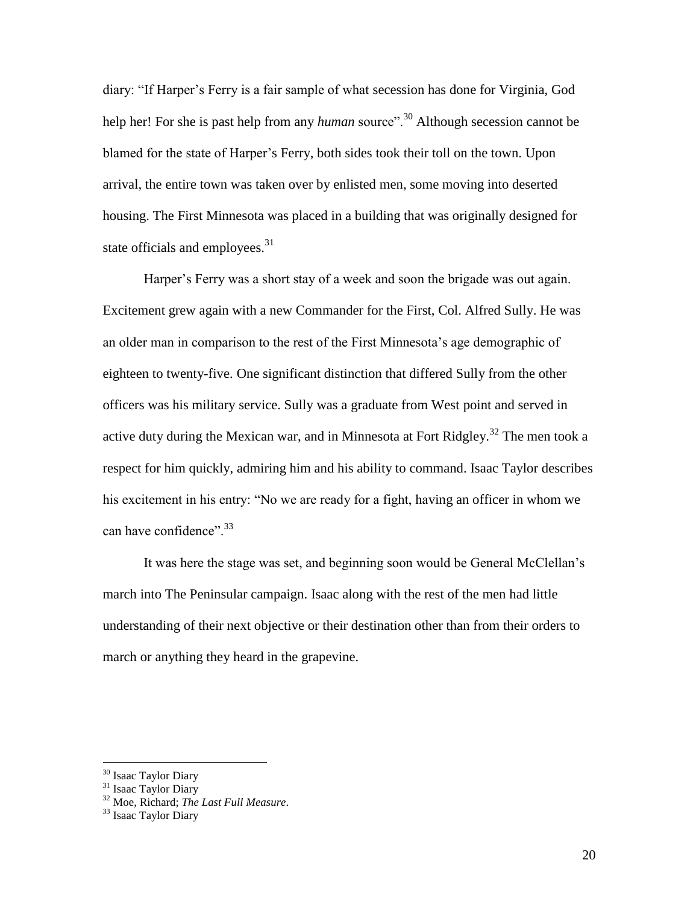diary: "If Harper's Ferry is a fair sample of what secession has done for Virginia, God help her! For she is past help from any *human* source".[30] Although secession cannot be blamed for the state of Harper's Ferry, both sides took their toll on the town. Upon arrival, the entire town was taken over by enlisted men, some moving into deserted housing. The First Minnesota was placed in a building that was originally designed for state officials and employees.[31]

Harper's Ferry was a short stay of a week and soon the brigade was out again. Excitement grew again with a new Commander for the First, Col. Alfred Sully. He was an older man in comparison to the rest of the First Minnesota's age demographic of eighteen to twenty-five. One significant distinction that differed Sully from the other officers was his military service. Sully was a graduate from West point and served in active duty during the Mexican war, and in Minnesota at Fort Ridgley.[32] The men took a respect for him quickly, admiring him and his ability to command. Isaac Taylor describes his excitement in his entry: "No we are ready for a fight, having an officer in whom we can have confidence".[33]

It was here the stage was set, and beginning soon would be General McClellan's march into The Peninsular campaign. Isaac along with the rest of the men had little understanding of their next objective or their destination other than from their orders to march or anything they heard in the grapevine.

---

[30] Isaac Taylor Diary

[31] Isaac Taylor Diary

[32] Moe, Richard; *The Last Full Measure*.

[33] Isaac Taylor Diary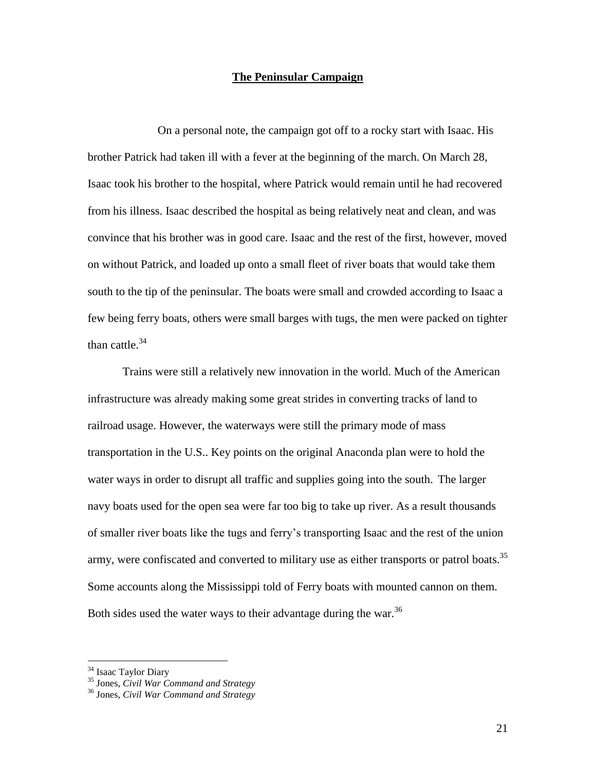## The Peninsular Campaign

On a personal note, the campaign got off to a rocky start with Isaac. His brother Patrick had taken ill with a fever at the beginning of the march. On March 28, Isaac took his brother to the hospital, where Patrick would remain until he had recovered from his illness. Isaac described the hospital as being relatively neat and clean, and was convince that his brother was in good care. Isaac and the rest of the first, however, moved on without Patrick, and loaded up onto a small fleet of river boats that would take them south to the tip of the peninsular. The boats were small and crowded according to Isaac a few being ferry boats, others were small barges with tugs, the men were packed on tighter than cattle.[34]

Trains were still a relatively new innovation in the world. Much of the American infrastructure was already making some great strides in converting tracks of land to railroad usage. However, the waterways were still the primary mode of mass transportation in the U.S.. Key points on the original Anaconda plan were to hold the water ways in order to disrupt all traffic and supplies going into the south. The larger navy boats used for the open sea were far too big to take up river. As a result thousands of smaller river boats like the tugs and ferry's transporting Isaac and the rest of the union army, were confiscated and converted to military use as either transports or patrol boats.[35] Some accounts along the Mississippi told of Ferry boats with mounted cannon on them. Both sides used the water ways to their advantage during the war.[36]

---

[34] Isaac Taylor Diary

[35] Jones, *Civil War Command and Strategy*

[36] Jones, *Civil War Command and Strategy*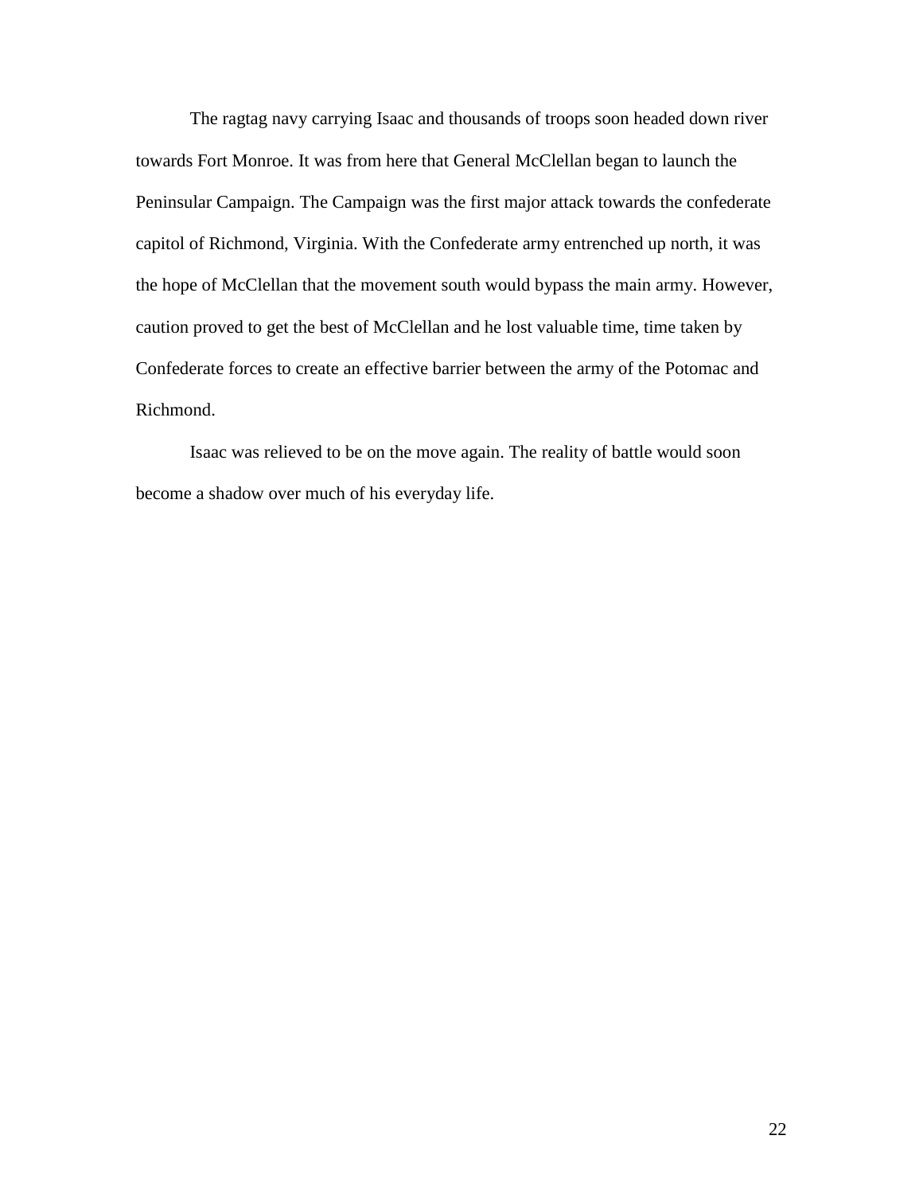The ragtag navy carrying Isaac and thousands of troops soon headed down river towards Fort Monroe. It was from here that General McClellan began to launch the Peninsular Campaign. The Campaign was the first major attack towards the confederate capitol of Richmond, Virginia. With the Confederate army entrenched up north, it was the hope of McClellan that the movement south would bypass the main army. However, caution proved to get the best of McClellan and he lost valuable time, time taken by Confederate forces to create an effective barrier between the army of the Potomac and Richmond.

Isaac was relieved to be on the move again. The reality of battle would soon become a shadow over much of his everyday life.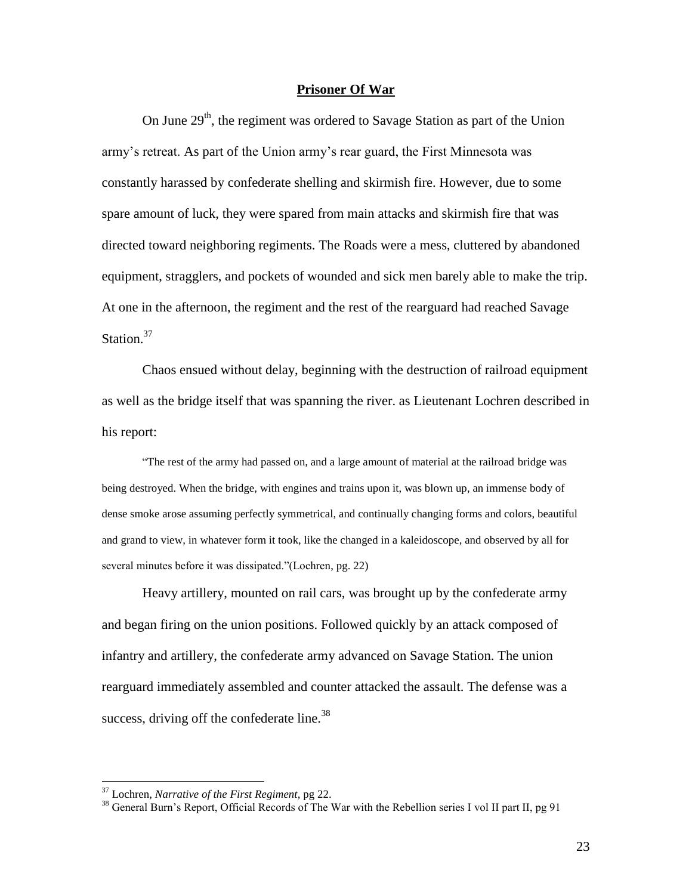## Prisoner Of War

On June 29th, the regiment was ordered to Savage Station as part of the Union army's retreat. As part of the Union army's rear guard, the First Minnesota was constantly harassed by confederate shelling and skirmish fire. However, due to some spare amount of luck, they were spared from main attacks and skirmish fire that was directed toward neighboring regiments. The Roads were a mess, cluttered by abandoned equipment, stragglers, and pockets of wounded and sick men barely able to make the trip. At one in the afternoon, the regiment and the rest of the rearguard had reached Savage Station.[37]

Chaos ensued without delay, beginning with the destruction of railroad equipment as well as the bridge itself that was spanning the river. as Lieutenant Lochren described in his report:

> "The rest of the army had passed on, and a large amount of material at the railroad bridge was being destroyed. When the bridge, with engines and trains upon it, was blown up, an immense body of dense smoke arose assuming perfectly symmetrical, and continually changing forms and colors, beautiful and grand to view, in whatever form it took, like the changed in a kaleidoscope, and observed by all for several minutes before it was dissipated."(Lochren, pg. 22)

Heavy artillery, mounted on rail cars, was brought up by the confederate army and began firing on the union positions. Followed quickly by an attack composed of infantry and artillery, the confederate army advanced on Savage Station. The union rearguard immediately assembled and counter attacked the assault. The defense was a success, driving off the confederate line.[38]

---

[37] Lochren, *Narrative of the First Regiment*, pg 22.

[38] General Burn's Report, Official Records of The War with the Rebellion series I vol II part II, pg 91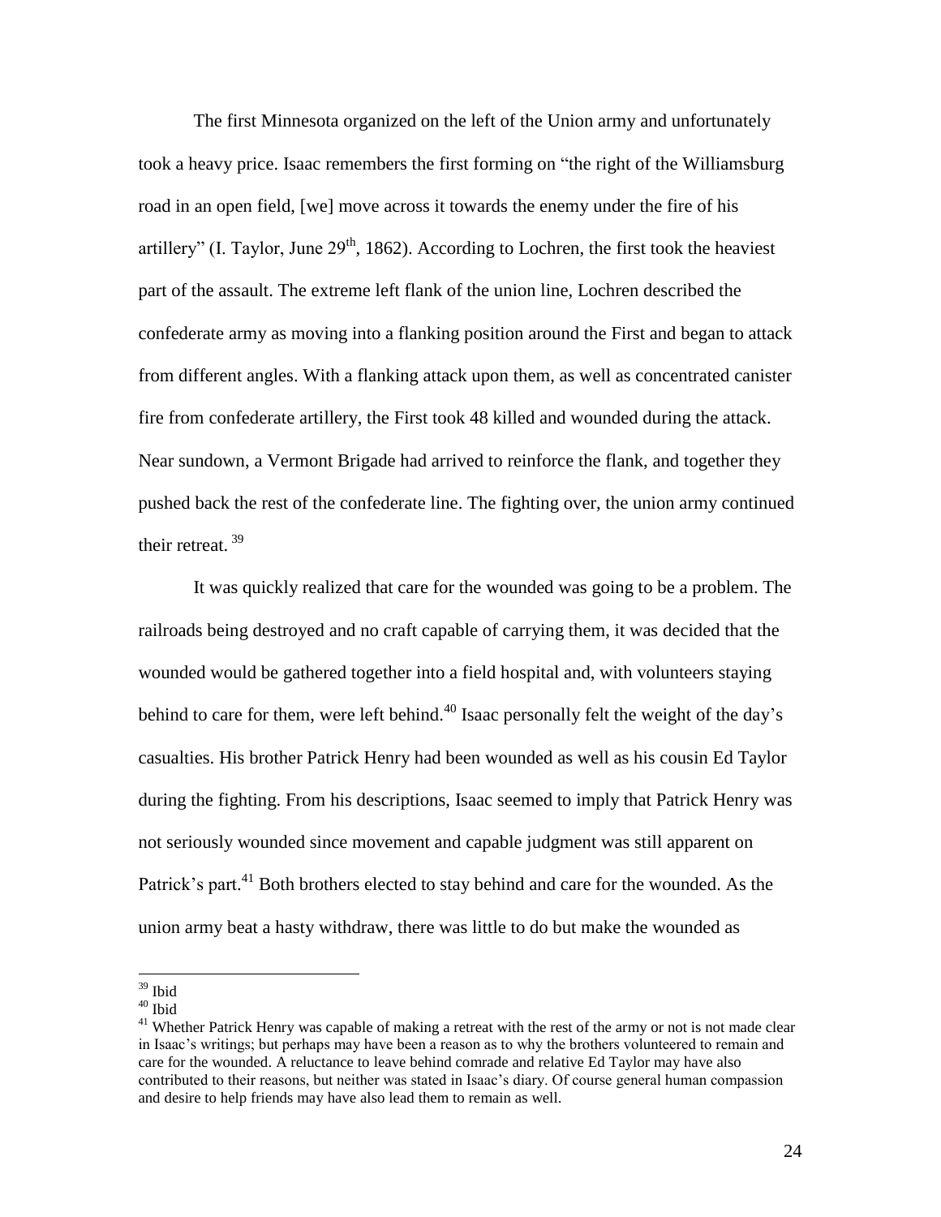The first Minnesota organized on the left of the Union army and unfortunately took a heavy price. Isaac remembers the first forming on "the right of the Williamsburg road in an open field, [we] move across it towards the enemy under the fire of his artillery" (I. Taylor, June 29th, 1862). According to Lochren, the first took the heaviest part of the assault. The extreme left flank of the union line, Lochren described the confederate army as moving into a flanking position around the First and began to attack from different angles. With a flanking attack upon them, as well as concentrated canister fire from confederate artillery, the First took 48 killed and wounded during the attack. Near sundown, a Vermont Brigade had arrived to reinforce the flank, and together they pushed back the rest of the confederate line. The fighting over, the union army continued their retreat. [39]

It was quickly realized that care for the wounded was going to be a problem. The railroads being destroyed and no craft capable of carrying them, it was decided that the wounded would be gathered together into a field hospital and, with volunteers staying behind to care for them, were left behind.[40] Isaac personally felt the weight of the day's casualties. His brother Patrick Henry had been wounded as well as his cousin Ed Taylor during the fighting. From his descriptions, Isaac seemed to imply that Patrick Henry was not seriously wounded since movement and capable judgment was still apparent on Patrick's part.[41] Both brothers elected to stay behind and care for the wounded. As the union army beat a hasty withdraw, there was little to do but make the wounded as

---

[39] Ibid

[40] Ibid

[41] Whether Patrick Henry was capable of making a retreat with the rest of the army or not is not made clear in Isaac's writings; but perhaps may have been a reason as to why the brothers volunteered to remain and care for the wounded. A reluctance to leave behind comrade and relative Ed Taylor may have also contributed to their reasons, but neither was stated in Isaac's diary. Of course general human compassion and desire to help friends may have also lead them to remain as well.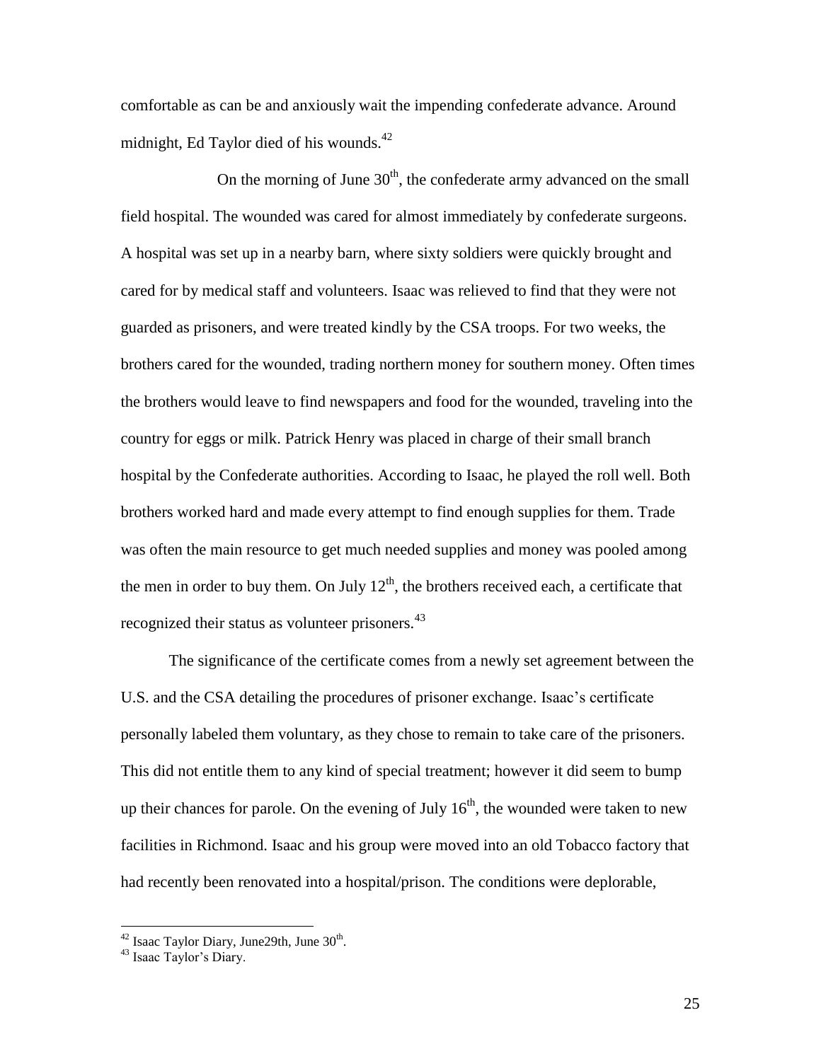comfortable as can be and anxiously wait the impending confederate advance. Around midnight, Ed Taylor died of his wounds.[42]

On the morning of June 30th, the confederate army advanced on the small field hospital. The wounded was cared for almost immediately by confederate surgeons. A hospital was set up in a nearby barn, where sixty soldiers were quickly brought and cared for by medical staff and volunteers. Isaac was relieved to find that they were not guarded as prisoners, and were treated kindly by the CSA troops. For two weeks, the brothers cared for the wounded, trading northern money for southern money. Often times the brothers would leave to find newspapers and food for the wounded, traveling into the country for eggs or milk. Patrick Henry was placed in charge of their small branch hospital by the Confederate authorities. According to Isaac, he played the roll well. Both brothers worked hard and made every attempt to find enough supplies for them. Trade was often the main resource to get much needed supplies and money was pooled among the men in order to buy them. On July 12th, the brothers received each, a certificate that recognized their status as volunteer prisoners.[43]

The significance of the certificate comes from a newly set agreement between the U.S. and the CSA detailing the procedures of prisoner exchange. Isaac's certificate personally labeled them voluntary, as they chose to remain to take care of the prisoners. This did not entitle them to any kind of special treatment; however it did seem to bump up their chances for parole. On the evening of July 16th, the wounded were taken to new facilities in Richmond. Isaac and his group were moved into an old Tobacco factory that had recently been renovated into a hospital/prison. The conditions were deplorable,

---

[42] Isaac Taylor Diary, June29th, June 30th.

[43] Isaac Taylor's Diary.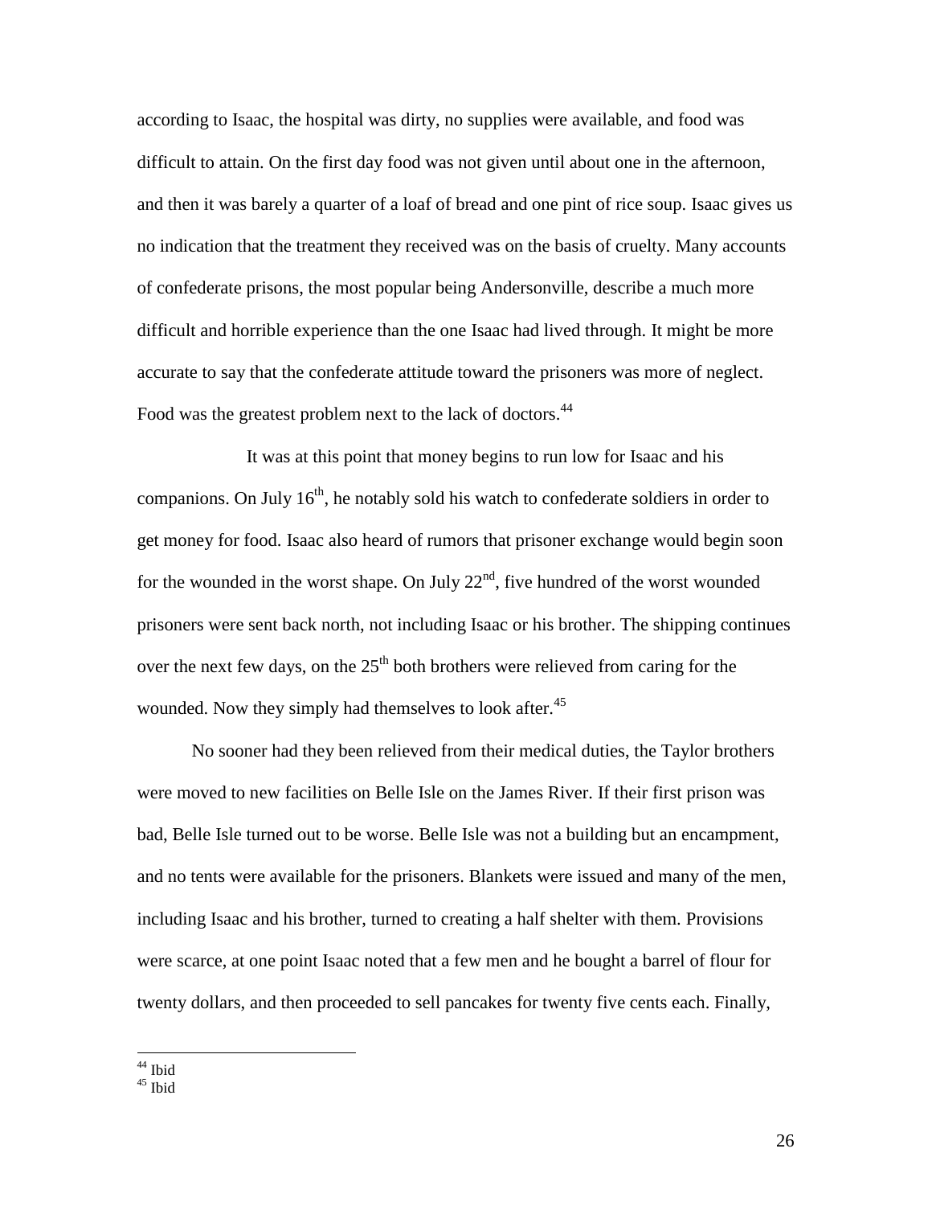according to Isaac, the hospital was dirty, no supplies were available, and food was difficult to attain. On the first day food was not given until about one in the afternoon, and then it was barely a quarter of a loaf of bread and one pint of rice soup. Isaac gives us no indication that the treatment they received was on the basis of cruelty. Many accounts of confederate prisons, the most popular being Andersonville, describe a much more difficult and horrible experience than the one Isaac had lived through. It might be more accurate to say that the confederate attitude toward the prisoners was more of neglect. Food was the greatest problem next to the lack of doctors.[44]

It was at this point that money begins to run low for Isaac and his companions. On July 16th, he notably sold his watch to confederate soldiers in order to get money for food. Isaac also heard of rumors that prisoner exchange would begin soon for the wounded in the worst shape. On July 22nd, five hundred of the worst wounded prisoners were sent back north, not including Isaac or his brother. The shipping continues over the next few days, on the 25th both brothers were relieved from caring for the wounded. Now they simply had themselves to look after.[45]

No sooner had they been relieved from their medical duties, the Taylor brothers were moved to new facilities on Belle Isle on the James River. If their first prison was bad, Belle Isle turned out to be worse. Belle Isle was not a building but an encampment, and no tents were available for the prisoners. Blankets were issued and many of the men, including Isaac and his brother, turned to creating a half shelter with them. Provisions were scarce, at one point Isaac noted that a few men and he bought a barrel of flour for twenty dollars, and then proceeded to sell pancakes for twenty five cents each. Finally,

---

[44] Ibid

[45] Ibid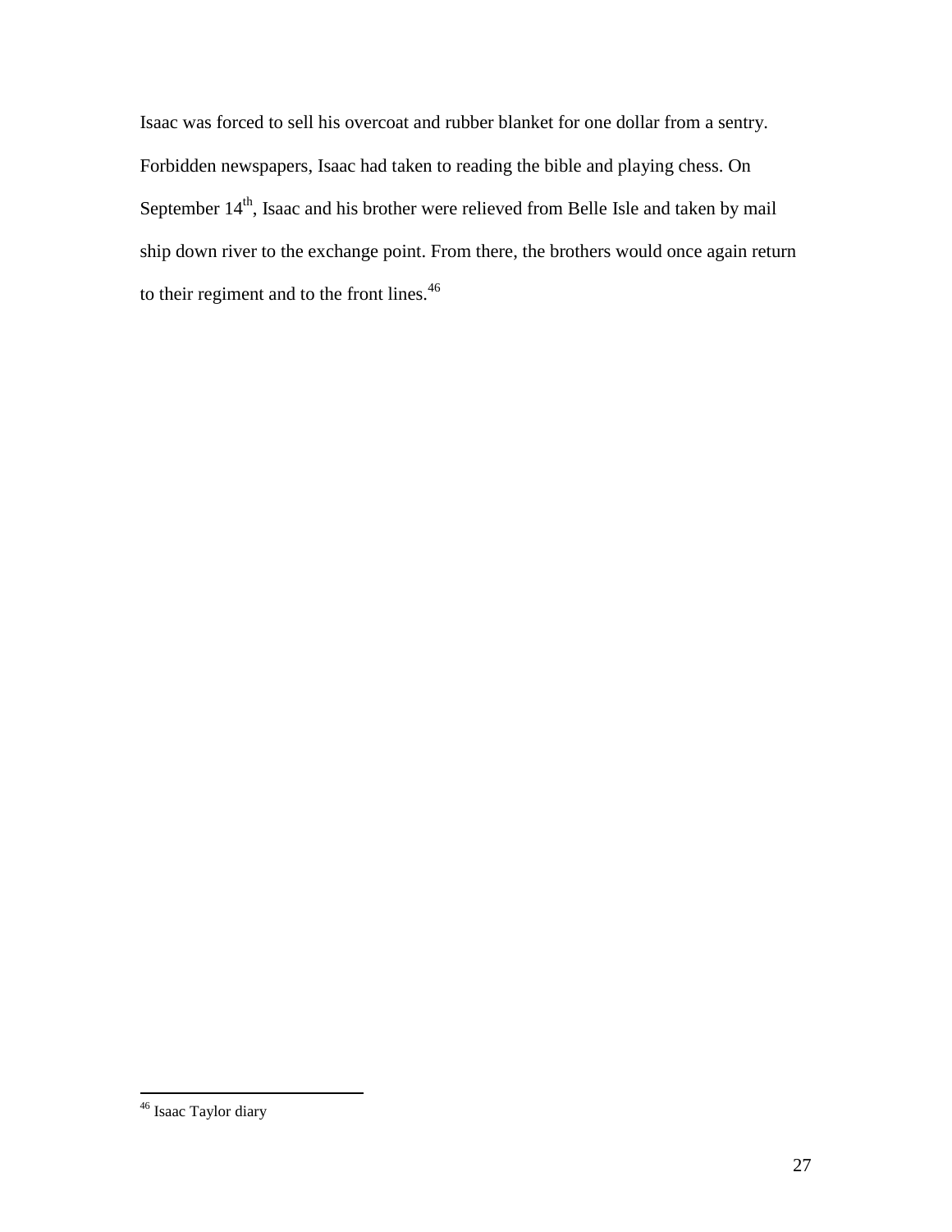Isaac was forced to sell his overcoat and rubber blanket for one dollar from a sentry. Forbidden newspapers, Isaac had taken to reading the bible and playing chess. On September 14th, Isaac and his brother were relieved from Belle Isle and taken by mail ship down river to the exchange point. From there, the brothers would once again return to their regiment and to the front lines.[46]

---

[46] Isaac Taylor diary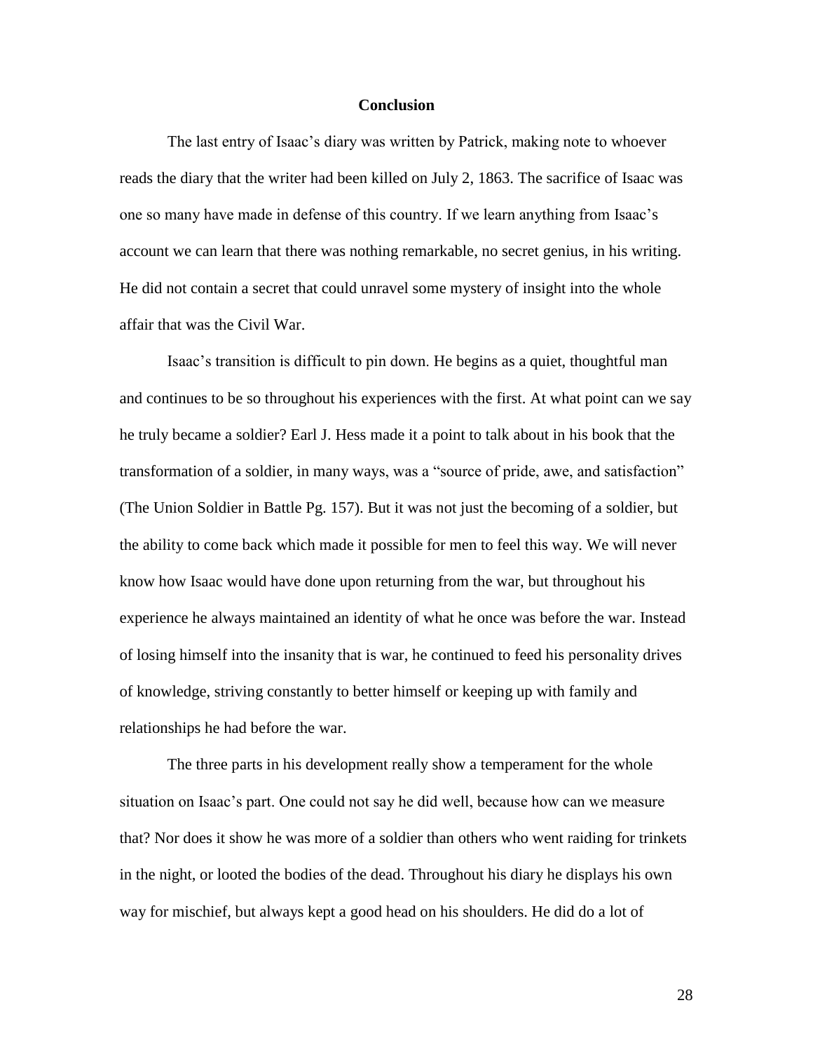# Conclusion

The last entry of Isaac's diary was written by Patrick, making note to whoever reads the diary that the writer had been killed on July 2, 1863. The sacrifice of Isaac was one so many have made in defense of this country. If we learn anything from Isaac's account we can learn that there was nothing remarkable, no secret genius, in his writing. He did not contain a secret that could unravel some mystery of insight into the whole affair that was the Civil War.

Isaac's transition is difficult to pin down. He begins as a quiet, thoughtful man and continues to be so throughout his experiences with the first. At what point can we say he truly became a soldier? Earl J. Hess made it a point to talk about in his book that the transformation of a soldier, in many ways, was a "source of pride, awe, and satisfaction" (The Union Soldier in Battle Pg. 157). But it was not just the becoming of a soldier, but the ability to come back which made it possible for men to feel this way. We will never know how Isaac would have done upon returning from the war, but throughout his experience he always maintained an identity of what he once was before the war. Instead of losing himself into the insanity that is war, he continued to feed his personality drives of knowledge, striving constantly to better himself or keeping up with family and relationships he had before the war.

The three parts in his development really show a temperament for the whole situation on Isaac's part. One could not say he did well, because how can we measure that? Nor does it show he was more of a soldier than others who went raiding for trinkets in the night, or looted the bodies of the dead. Throughout his diary he displays his own way for mischief, but always kept a good head on his shoulders. He did do a lot of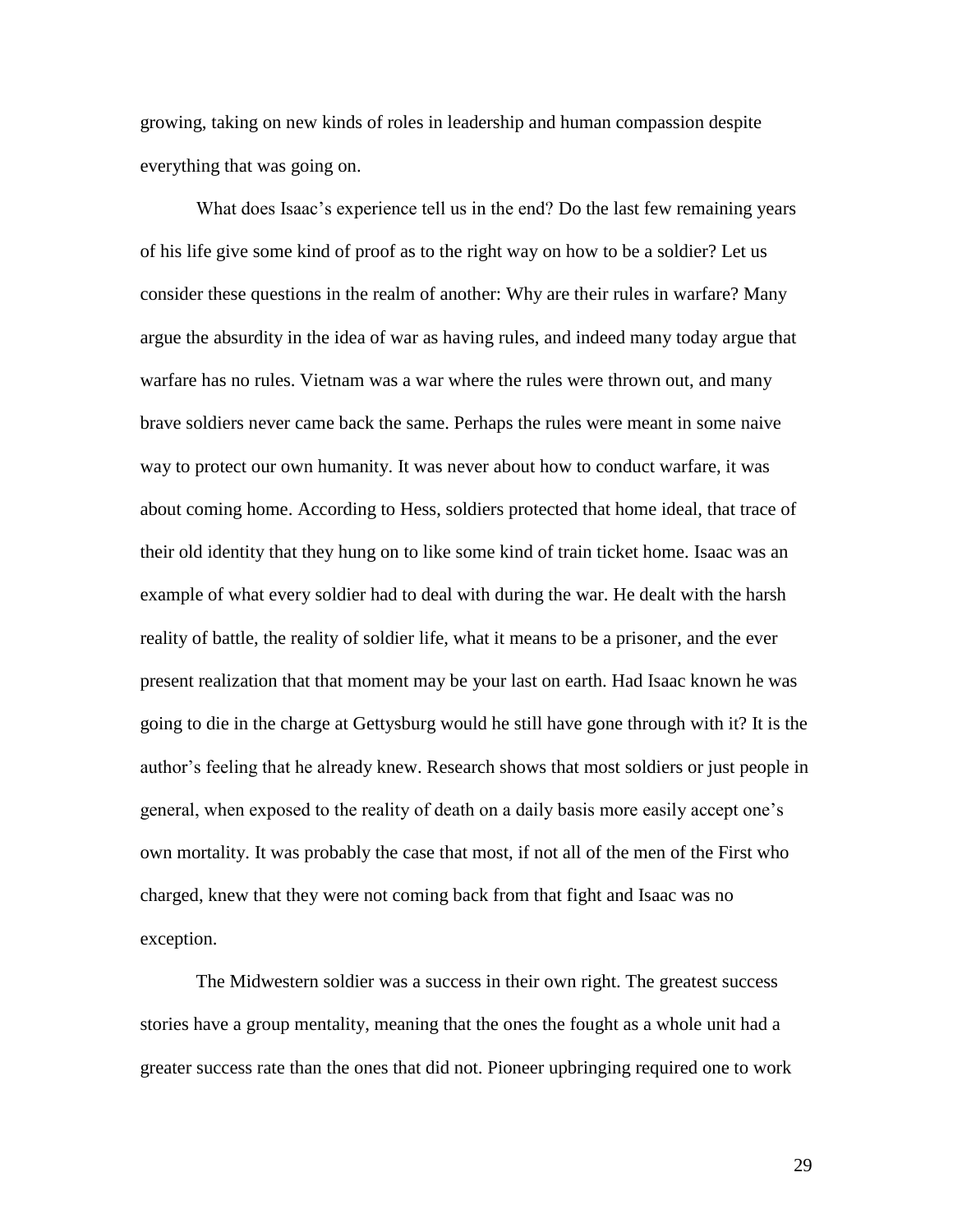growing, taking on new kinds of roles in leadership and human compassion despite everything that was going on.

What does Isaac's experience tell us in the end? Do the last few remaining years of his life give some kind of proof as to the right way on how to be a soldier? Let us consider these questions in the realm of another: Why are their rules in warfare? Many argue the absurdity in the idea of war as having rules, and indeed many today argue that warfare has no rules. Vietnam was a war where the rules were thrown out, and many brave soldiers never came back the same. Perhaps the rules were meant in some naive way to protect our own humanity. It was never about how to conduct warfare, it was about coming home. According to Hess, soldiers protected that home ideal, that trace of their old identity that they hung on to like some kind of train ticket home. Isaac was an example of what every soldier had to deal with during the war. He dealt with the harsh reality of battle, the reality of soldier life, what it means to be a prisoner, and the ever present realization that that moment may be your last on earth. Had Isaac known he was going to die in the charge at Gettysburg would he still have gone through with it? It is the author's feeling that he already knew. Research shows that most soldiers or just people in general, when exposed to the reality of death on a daily basis more easily accept one's own mortality. It was probably the case that most, if not all of the men of the First who charged, knew that they were not coming back from that fight and Isaac was no exception.

The Midwestern soldier was a success in their own right. The greatest success stories have a group mentality, meaning that the ones the fought as a whole unit had a greater success rate than the ones that did not. Pioneer upbringing required one to work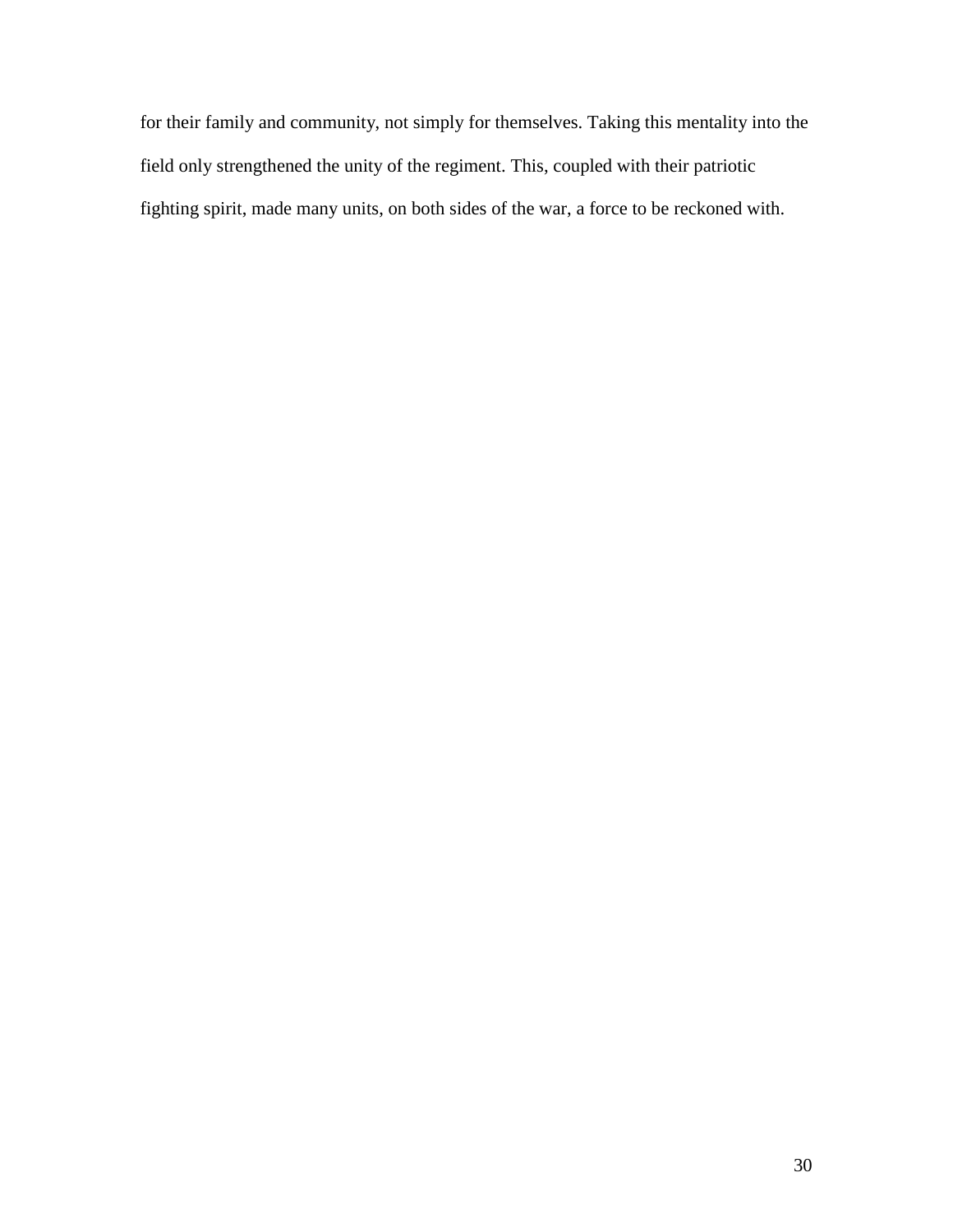for their family and community, not simply for themselves. Taking this mentality into the field only strengthened the unity of the regiment. This, coupled with their patriotic fighting spirit, made many units, on both sides of the war, a force to be reckoned with.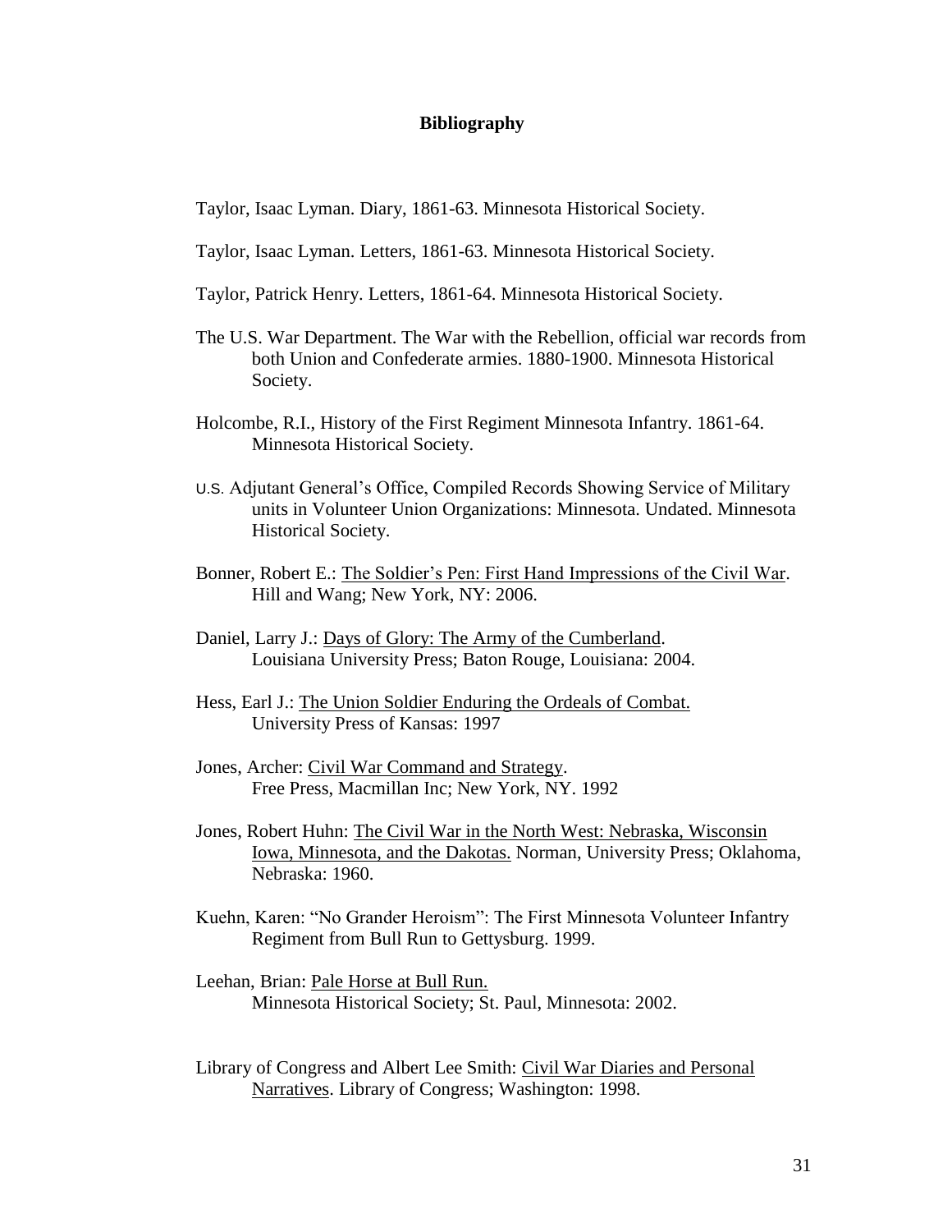**Bibliography**

Taylor, Isaac Lyman. Diary, 1861-63. Minnesota Historical Society.

Taylor, Isaac Lyman. Letters, 1861-63. Minnesota Historical Society.

Taylor, Patrick Henry. Letters, 1861-64. Minnesota Historical Society.

The U.S. War Department. The War with the Rebellion, official war records from both Union and Confederate armies. 1880-1900. Minnesota Historical Society.

Holcombe, R.I., History of the First Regiment Minnesota Infantry. 1861-64. Minnesota Historical Society.

U.S. Adjutant General's Office, Compiled Records Showing Service of Military units in Volunteer Union Organizations: Minnesota. Undated. Minnesota Historical Society.

Bonner, Robert E.: The Soldier's Pen: First Hand Impressions of the Civil War. Hill and Wang; New York, NY: 2006.

Daniel, Larry J.: Days of Glory: The Army of the Cumberland. Louisiana University Press; Baton Rouge, Louisiana: 2004.

Hess, Earl J.: The Union Soldier Enduring the Ordeals of Combat. University Press of Kansas: 1997

Jones, Archer: Civil War Command and Strategy. Free Press, Macmillan Inc; New York, NY. 1992

Jones, Robert Huhn: The Civil War in the North West: Nebraska, Wisconsin Iowa, Minnesota, and the Dakotas. Norman, University Press; Oklahoma, Nebraska: 1960.

Kuehn, Karen: "No Grander Heroism": The First Minnesota Volunteer Infantry Regiment from Bull Run to Gettysburg. 1999.

Leehan, Brian: Pale Horse at Bull Run. Minnesota Historical Society; St. Paul, Minnesota: 2002.

Library of Congress and Albert Lee Smith: Civil War Diaries and Personal Narratives. Library of Congress; Washington: 1998.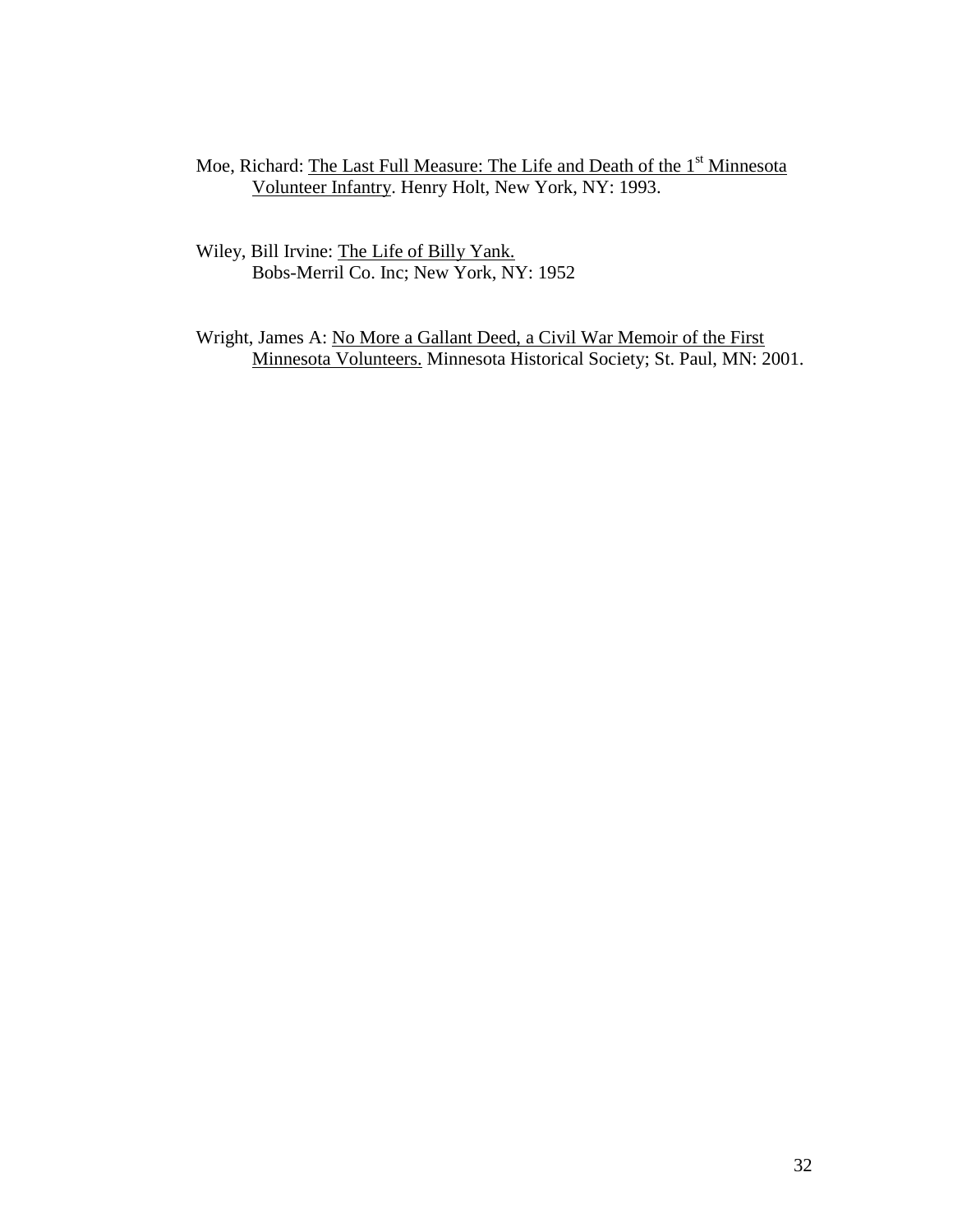Moe, Richard: The Last Full Measure: The Life and Death of the 1st Minnesota Volunteer Infantry. Henry Holt, New York, NY: 1993.

Wiley, Bill Irvine: The Life of Billy Yank. Bobs-Merril Co. Inc; New York, NY: 1952

Wright, James A: No More a Gallant Deed, a Civil War Memoir of the First Minnesota Volunteers. Minnesota Historical Society; St. Paul, MN: 2001.